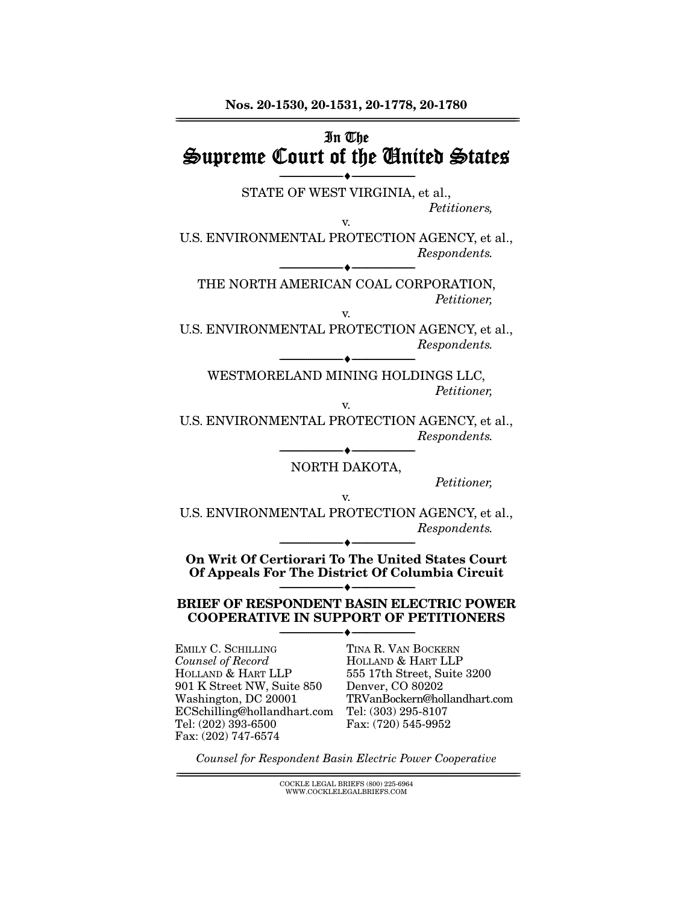Nos. 20-1530, 20-1531, 20-1778, 20-1780

# In The Supreme Court of the United States

STATE OF WEST VIRGINIA, et al.,
*Petitioners,*

v.

U.S. ENVIRONMENTAL PROTECTION AGENCY, et al.,
*Respondents.*

THE NORTH AMERICAN COAL CORPORATION,
*Petitioner,*

v.

U.S. ENVIRONMENTAL PROTECTION AGENCY, et al.,
*Respondents.*

WESTMORELAND MINING HOLDINGS LLC,
*Petitioner,*

v.

U.S. ENVIRONMENTAL PROTECTION AGENCY, et al.,
*Respondents.*

NORTH DAKOTA,
*Petitioner,*

v.

U.S. ENVIRONMENTAL PROTECTION AGENCY, et al.,
*Respondents.*

**On Writ Of Certiorari To The United States Court Of Appeals For The District Of Columbia Circuit**

**BRIEF OF RESPONDENT BASIN ELECTRIC POWER COOPERATIVE IN SUPPORT OF PETITIONERS**

EMILY C. SCHILLING
*Counsel of Record*
HOLLAND & HART LLP
901 K Street NW, Suite 850
Washington, DC 20001
ECSchilling@hollandhart.com
Tel: (202) 393-6500
Fax: (202) 747-6574

TINA R. VAN BOCKERN
HOLLAND & HART LLP
555 17th Street, Suite 3200
Denver, CO 80202
TRVanBockern@hollandhart.com
Tel: (303) 295-8107
Fax: (720) 545-9952

*Counsel for Respondent Basin Electric Power Cooperative*

COCKLE LEGAL BRIEFS (800) 225-6964
WWW.COCKLELEGALBRIEFS.COM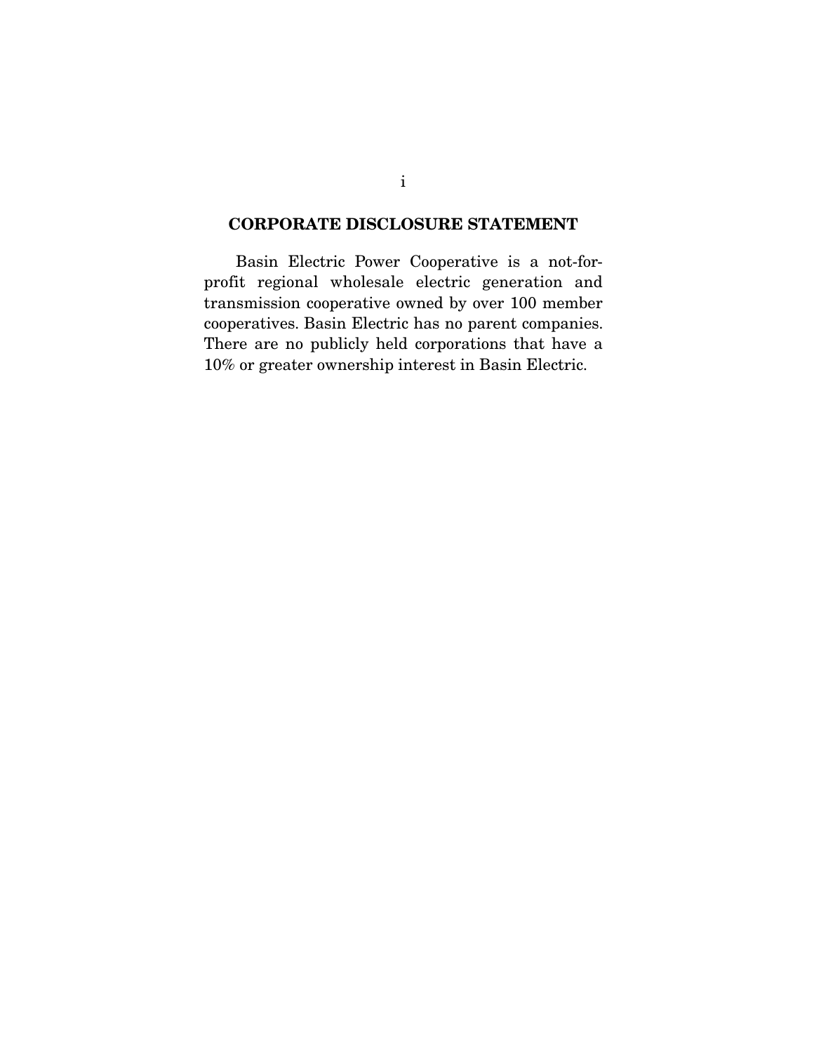## CORPORATE DISCLOSURE STATEMENT

Basin Electric Power Cooperative is a not-for-profit regional wholesale electric generation and transmission cooperative owned by over 100 member cooperatives. Basin Electric has no parent companies. There are no publicly held corporations that have a 10% or greater ownership interest in Basin Electric.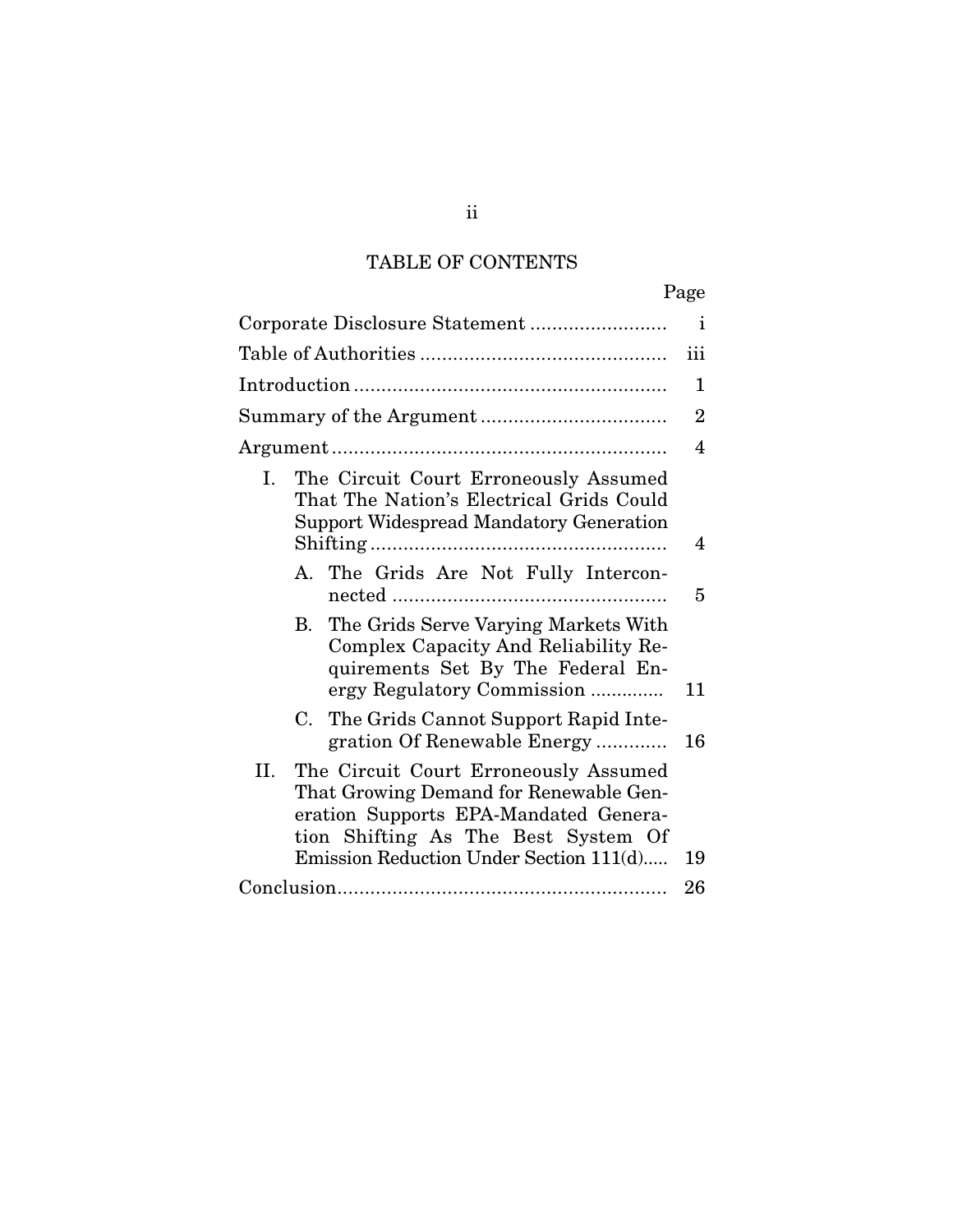## TABLE OF CONTENTS

| | Page |
|---|---|
| Corporate Disclosure Statement | i |
| Table of Authorities | iii |
| Introduction | 1 |
| Summary of the Argument | 2 |
| Argument | 4 |
| I. The Circuit Court Erroneously Assumed That The Nation's Electrical Grids Could Support Widespread Mandatory Generation Shifting | 4 |
| A. The Grids Are Not Fully Interconnected | 5 |
| B. The Grids Serve Varying Markets With Complex Capacity And Reliability Requirements Set By The Federal Energy Regulatory Commission | 11 |
| C. The Grids Cannot Support Rapid Integration Of Renewable Energy | 16 |
| II. The Circuit Court Erroneously Assumed That Growing Demand for Renewable Generation Supports EPA-Mandated Generation Shifting As The Best System Of Emission Reduction Under Section 111(d) | 19 |
| Conclusion | 26 |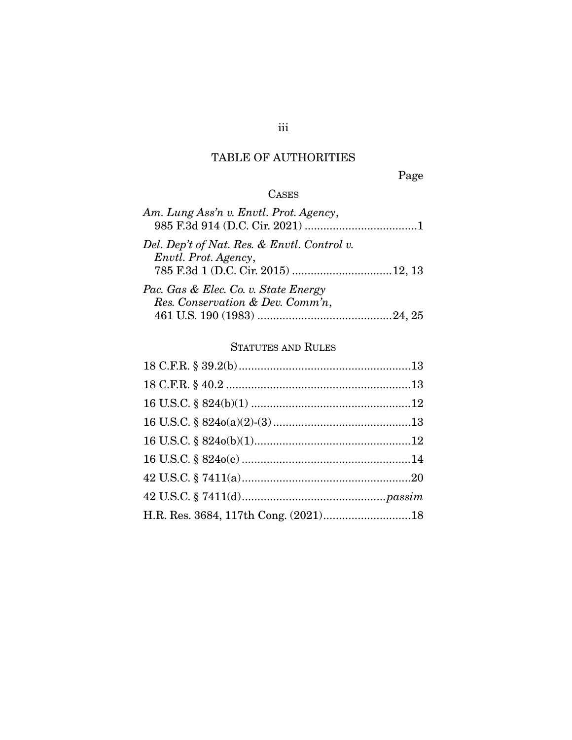# TABLE OF AUTHORITIES

Page

## CASES

*Am. Lung Ass'n v. Envtl. Prot. Agency*,
985 F.3d 914 (D.C. Cir. 2021) ....................................1

*Del. Dep't of Nat. Res. & Envtl. Control v. Envtl. Prot. Agency*,
785 F.3d 1 (D.C. Cir. 2015) ................................12, 13

*Pac. Gas & Elec. Co. v. State Energy Res. Conservation & Dev. Comm'n*,
461 U.S. 190 (1983) ...........................................24, 25

## STATUTES AND RULES

18 C.F.R. § 39.2(b) ......................................................13

18 C.F.R. § 40.2 ...........................................................13

16 U.S.C. § 824(b)(1) ...................................................12

16 U.S.C. § 824o(a)(2)-(3) ............................................13

16 U.S.C. § 824o(b)(1)..................................................12

16 U.S.C. § 824o(e) ......................................................14

42 U.S.C. § 7411(a)......................................................20

42 U.S.C. § 7411(d).............................................*passim*

H.R. Res. 3684, 117th Cong. (2021)............................18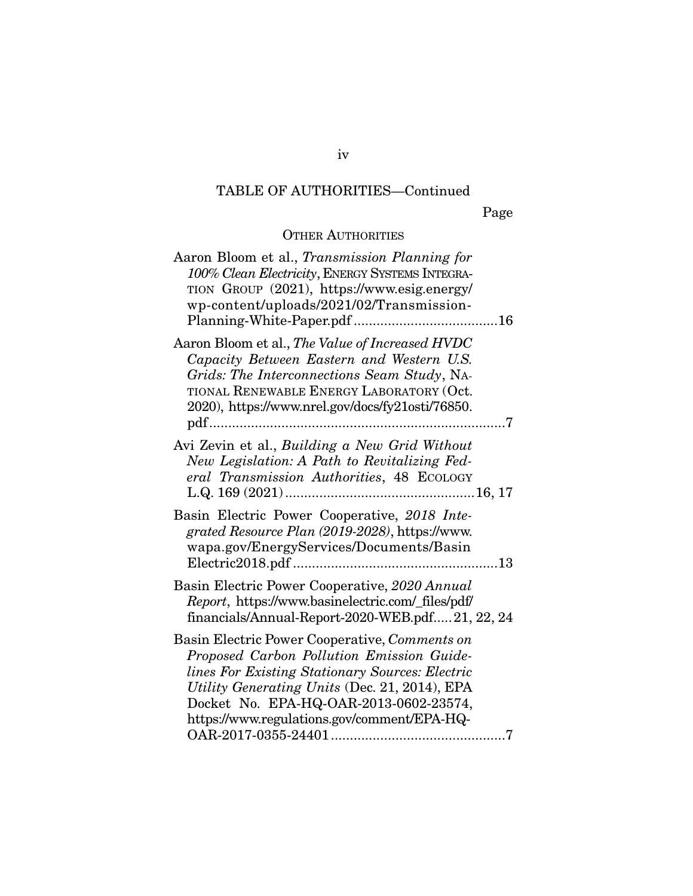TABLE OF AUTHORITIES—Continued

Page

OTHER AUTHORITIES

Aaron Bloom et al., *Transmission Planning for 100% Clean Electricity*, ENERGY SYSTEMS INTEGRATION GROUP (2021), https://www.esig.energy/wp-content/uploads/2021/02/Transmission-Planning-White-Paper.pdf ......................................16

Aaron Bloom et al., *The Value of Increased HVDC Capacity Between Eastern and Western U.S. Grids: The Interconnections Seam Study*, NATIONAL RENEWABLE ENERGY LABORATORY (Oct. 2020), https://www.nrel.gov/docs/fy21osti/76850.pdf ..............................................................................7

Avi Zevin et al., *Building a New Grid Without New Legislation: A Path to Revitalizing Federal Transmission Authorities*, 48 ECOLOGY L.Q. 169 (2021) ..................................................16, 17

Basin Electric Power Cooperative, *2018 Integrated Resource Plan (2019-2028)*, https://www.wapa.gov/EnergyServices/Documents/BasinElectric2018.pdf ......................................................13

Basin Electric Power Cooperative, *2020 Annual Report*, https://www.basinelectric.com/_files/pdf/financials/Annual-Report-2020-WEB.pdf..... 21, 22, 24

Basin Electric Power Cooperative, *Comments on Proposed Carbon Pollution Emission Guidelines For Existing Stationary Sources: Electric Utility Generating Units* (Dec. 21, 2014), EPA Docket No. EPA-HQ-OAR-2013-0602-23574, https://www.regulations.gov/comment/EPA-HQ-OAR-2017-0355-24401..............................................7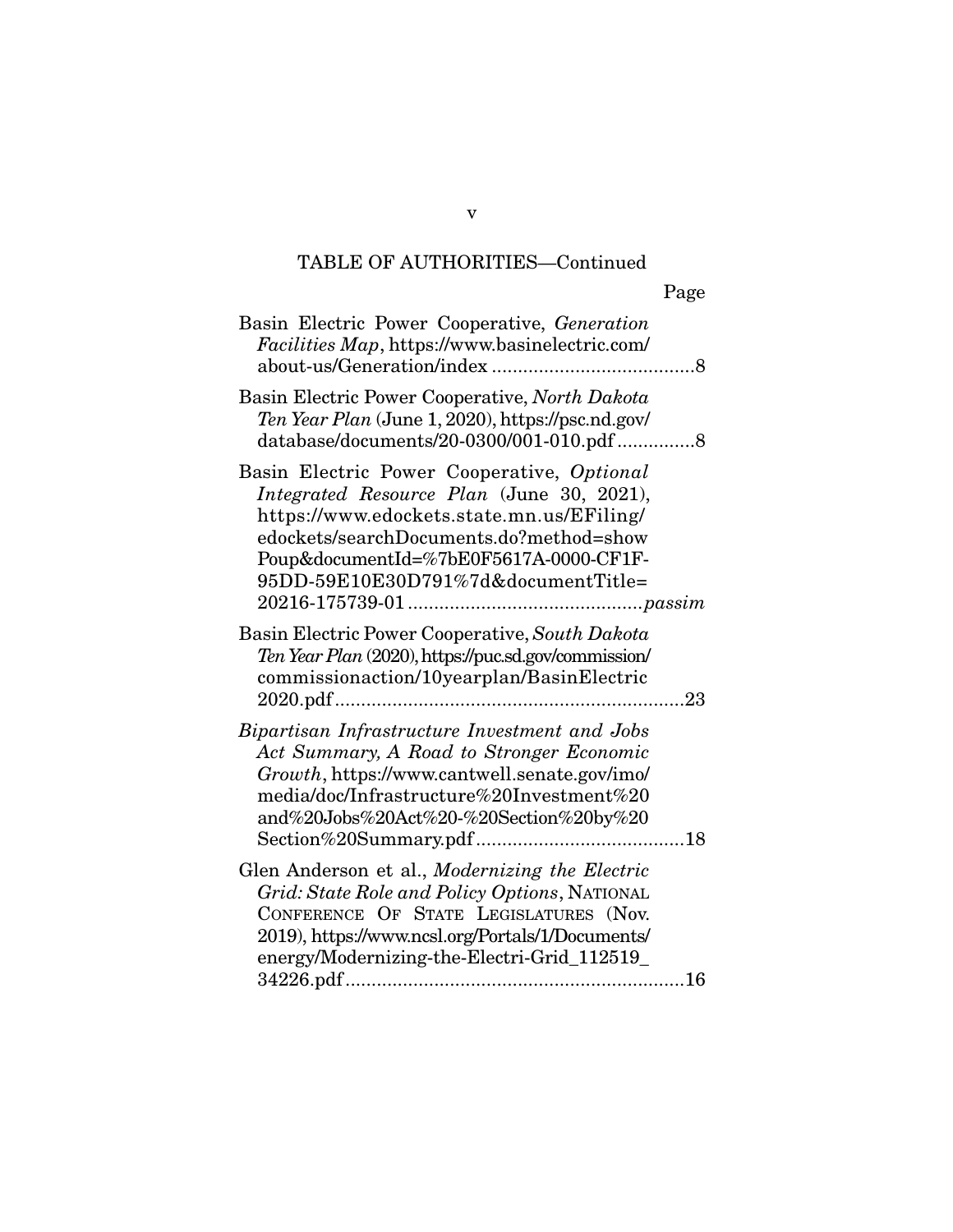TABLE OF AUTHORITIES—Continued

Page

Basin Electric Power Cooperative, *Generation Facilities Map*, https://www.basinelectric.com/about-us/Generation/index .......................................8

Basin Electric Power Cooperative, *North Dakota Ten Year Plan* (June 1, 2020), https://psc.nd.gov/database/documents/20-0300/001-010.pdf ...............8

Basin Electric Power Cooperative, *Optional Integrated Resource Plan* (June 30, 2021), https://www.edockets.state.mn.us/EFiling/edockets/searchDocuments.do?method=showPoup&documentId=%7bE0F5617A-0000-CF1F-95DD-59E10E30D791%7d&documentTitle=20216-175739-01 ............................................*passim*

Basin Electric Power Cooperative, *South Dakota Ten Year Plan* (2020), https://puc.sd.gov/commission/commissionaction/10yearplan/BasinElectric2020.pdf ...................................................................23

*Bipartisan Infrastructure Investment and Jobs Act Summary, A Road to Stronger Economic Growth*, https://www.cantwell.senate.gov/imo/media/doc/Infrastructure%20Investment%20and%20Jobs%20Act%20-%20Section%20by%20Section%20Summary.pdf........................................18

Glen Anderson et al., *Modernizing the Electric Grid: State Role and Policy Options*, NATIONAL CONFERENCE OF STATE LEGISLATURES (Nov. 2019), https://www.ncsl.org/Portals/1/Documents/energy/Modernizing-the-Electri-Grid_112519_34226.pdf.................................................................16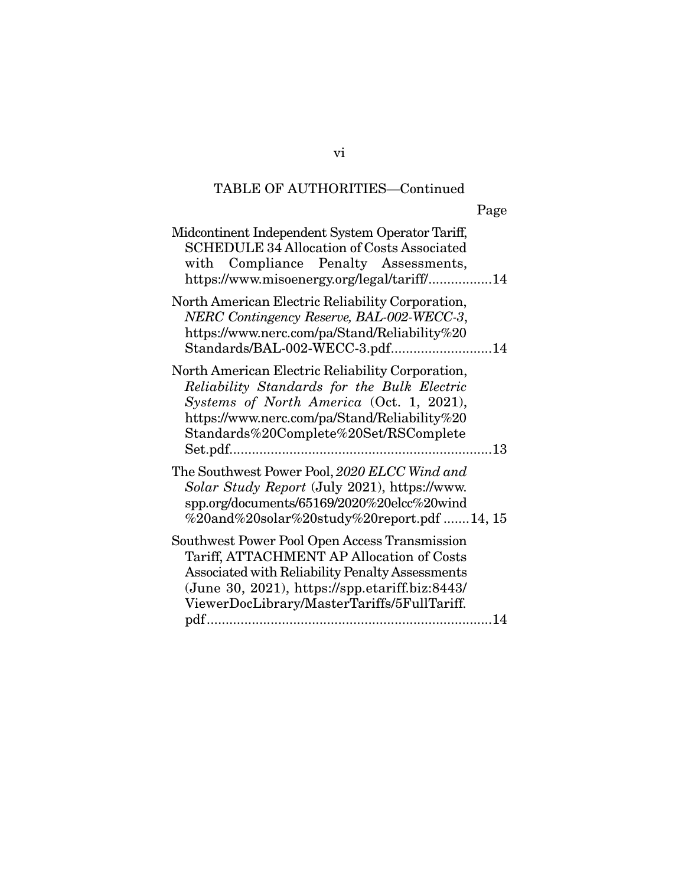TABLE OF AUTHORITIES—Continued

Page

Midcontinent Independent System Operator Tariff, SCHEDULE 34 Allocation of Costs Associated with Compliance Penalty Assessments, https://www.misoenergy.org/legal/tariff/.................14

North American Electric Reliability Corporation, *NERC Contingency Reserve, BAL-002-WECC-3*, https://www.nerc.com/pa/Stand/Reliability%20 Standards/BAL-002-WECC-3.pdf...........................14

North American Electric Reliability Corporation, *Reliability Standards for the Bulk Electric Systems of North America* (Oct. 1, 2021), https://www.nerc.com/pa/Stand/Reliability%20 Standards%20Complete%20Set/RSComplete Set.pdf.....................................................................13

The Southwest Power Pool, *2020 ELCC Wind and Solar Study Report* (July 2021), https://www.spp.org/documents/65169/2020%20elcc%20wind %20and%20solar%20study%20report.pdf .......14, 15

Southwest Power Pool Open Access Transmission Tariff, ATTACHMENT AP Allocation of Costs Associated with Reliability Penalty Assessments (June 30, 2021), https://spp.etariff.biz:8443/ ViewerDocLibrary/MasterTariffs/5FullTariff. pdf............................................................................14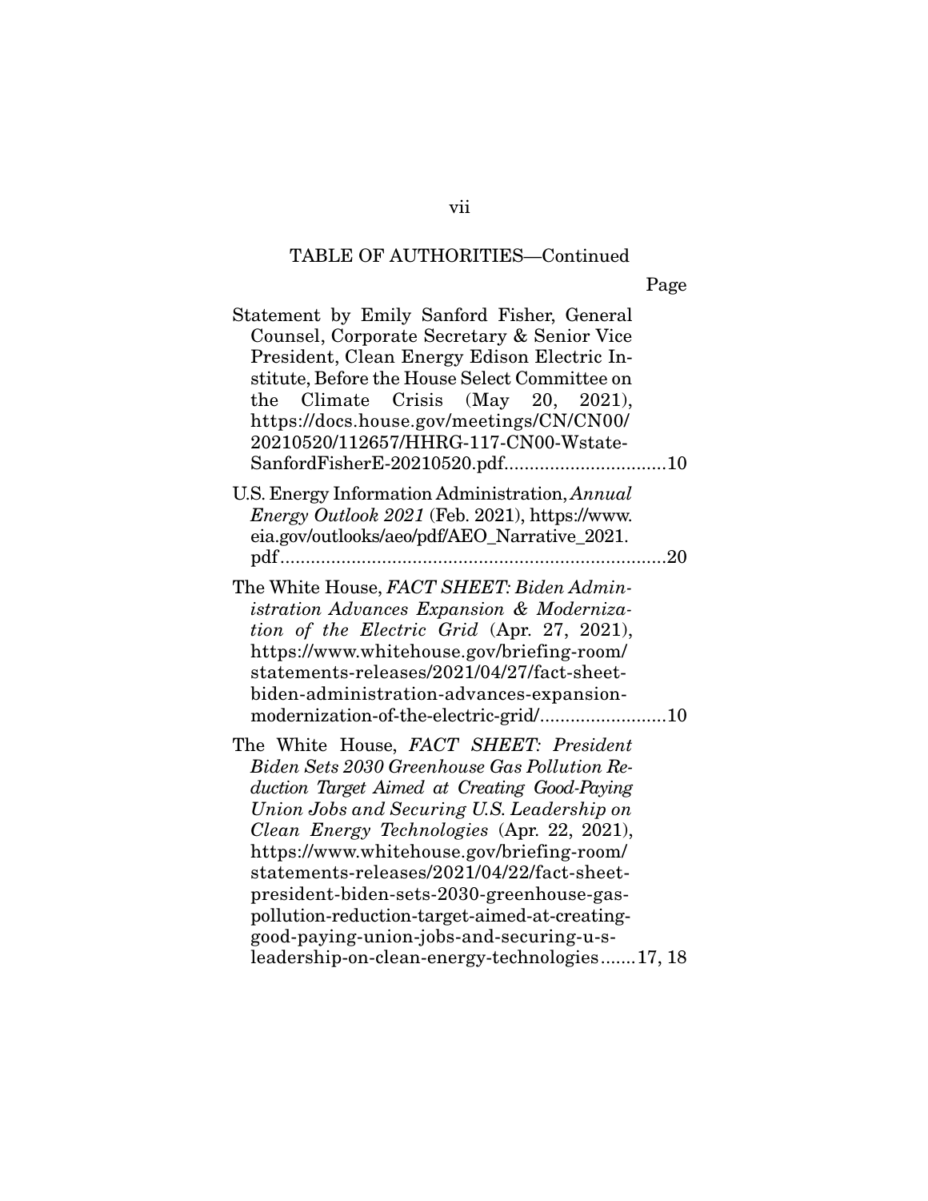TABLE OF AUTHORITIES—Continued

Page

Statement by Emily Sanford Fisher, General Counsel, Corporate Secretary & Senior Vice President, Clean Energy Edison Electric Institute, Before the House Select Committee on the Climate Crisis (May 20, 2021), https://docs.house.gov/meetings/CN/CN00/20210520/112657/HHRG-117-CN00-Wstate-SanfordFisherE-20210520.pdf................................10

U.S. Energy Information Administration, *Annual Energy Outlook 2021* (Feb. 2021), https://www.eia.gov/outlooks/aeo/pdf/AEO_Narrative_2021.pdf.........................................................................20

The White House, *FACT SHEET: Biden Administration Advances Expansion & Modernization of the Electric Grid* (Apr. 27, 2021), https://www.whitehouse.gov/briefing-room/statements-releases/2021/04/27/fact-sheet-biden-administration-advances-expansion-modernization-of-the-electric-grid/........................10

The White House, *FACT SHEET: President Biden Sets 2030 Greenhouse Gas Pollution Reduction Target Aimed at Creating Good-Paying Union Jobs and Securing U.S. Leadership on Clean Energy Technologies* (Apr. 22, 2021), https://www.whitehouse.gov/briefing-room/statements-releases/2021/04/22/fact-sheet-president-biden-sets-2030-greenhouse-gas-pollution-reduction-target-aimed-at-creating-good-paying-union-jobs-and-securing-u-s-leadership-on-clean-energy-technologies.......17, 18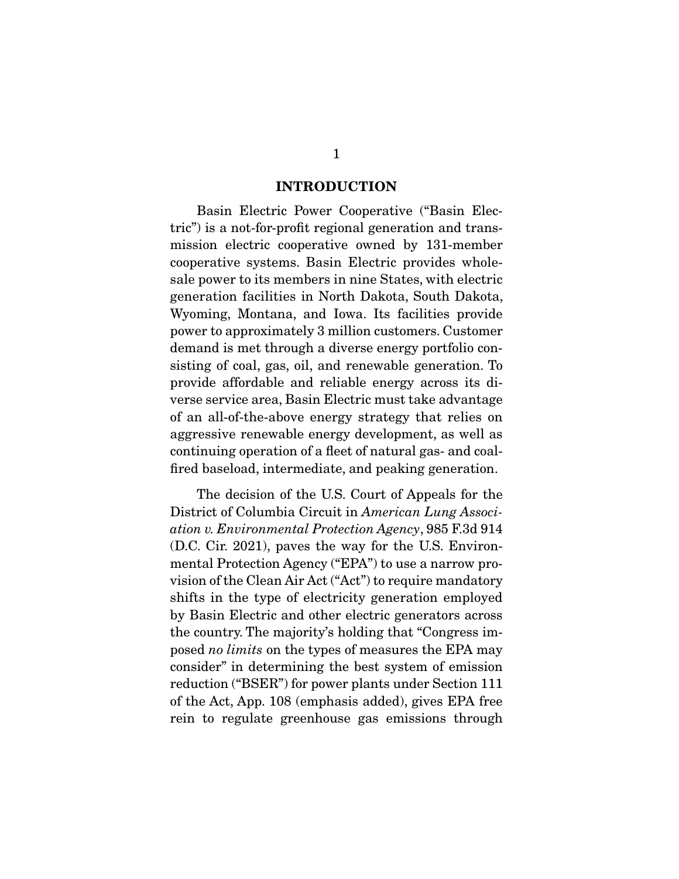## INTRODUCTION

Basin Electric Power Cooperative ("Basin Electric") is a not-for-profit regional generation and transmission electric cooperative owned by 131-member cooperative systems. Basin Electric provides wholesale power to its members in nine States, with electric generation facilities in North Dakota, South Dakota, Wyoming, Montana, and Iowa. Its facilities provide power to approximately 3 million customers. Customer demand is met through a diverse energy portfolio consisting of coal, gas, oil, and renewable generation. To provide affordable and reliable energy across its diverse service area, Basin Electric must take advantage of an all-of-the-above energy strategy that relies on aggressive renewable energy development, as well as continuing operation of a fleet of natural gas- and coal-fired baseload, intermediate, and peaking generation.

The decision of the U.S. Court of Appeals for the District of Columbia Circuit in *American Lung Association v. Environmental Protection Agency*, 985 F.3d 914 (D.C. Cir. 2021), paves the way for the U.S. Environmental Protection Agency ("EPA") to use a narrow provision of the Clean Air Act ("Act") to require mandatory shifts in the type of electricity generation employed by Basin Electric and other electric generators across the country. The majority's holding that "Congress imposed *no limits* on the types of measures the EPA may consider" in determining the best system of emission reduction ("BSER") for power plants under Section 111 of the Act, App. 108 (emphasis added), gives EPA free rein to regulate greenhouse gas emissions through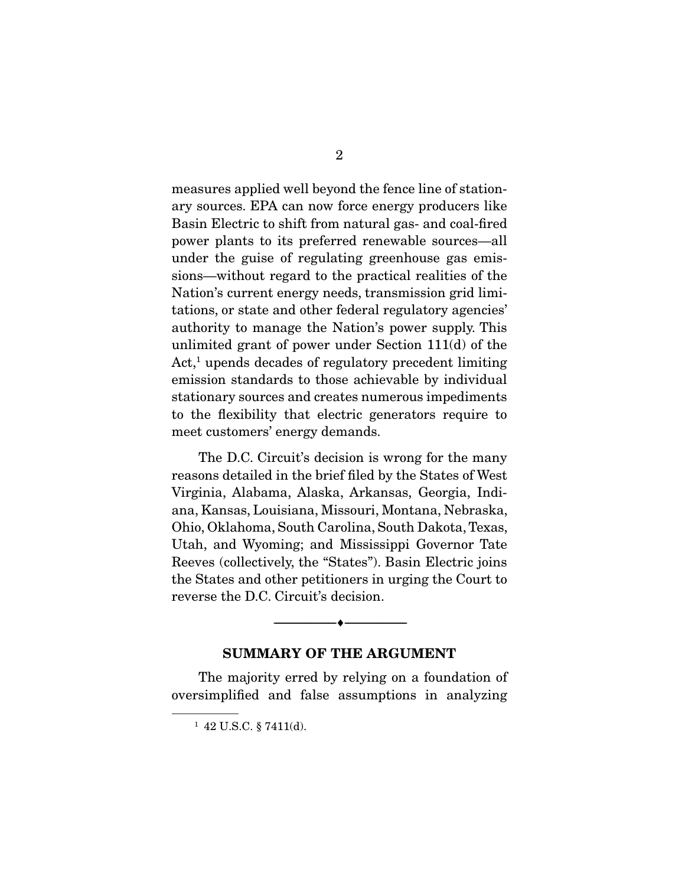measures applied well beyond the fence line of stationary sources. EPA can now force energy producers like Basin Electric to shift from natural gas- and coal-fired power plants to its preferred renewable sources—all under the guise of regulating greenhouse gas emissions—without regard to the practical realities of the Nation's current energy needs, transmission grid limitations, or state and other federal regulatory agencies' authority to manage the Nation's power supply. This unlimited grant of power under Section 111(d) of the Act,[1] upends decades of regulatory precedent limiting emission standards to those achievable by individual stationary sources and creates numerous impediments to the flexibility that electric generators require to meet customers' energy demands.

The D.C. Circuit's decision is wrong for the many reasons detailed in the brief filed by the States of West Virginia, Alabama, Alaska, Arkansas, Georgia, Indiana, Kansas, Louisiana, Missouri, Montana, Nebraska, Ohio, Oklahoma, South Carolina, South Dakota, Texas, Utah, and Wyoming; and Mississippi Governor Tate Reeves (collectively, the "States"). Basin Electric joins the States and other petitioners in urging the Court to reverse the D.C. Circuit's decision.

---

## SUMMARY OF THE ARGUMENT

The majority erred by relying on a foundation of oversimplified and false assumptions in analyzing

[1] 42 U.S.C. § 7411(d).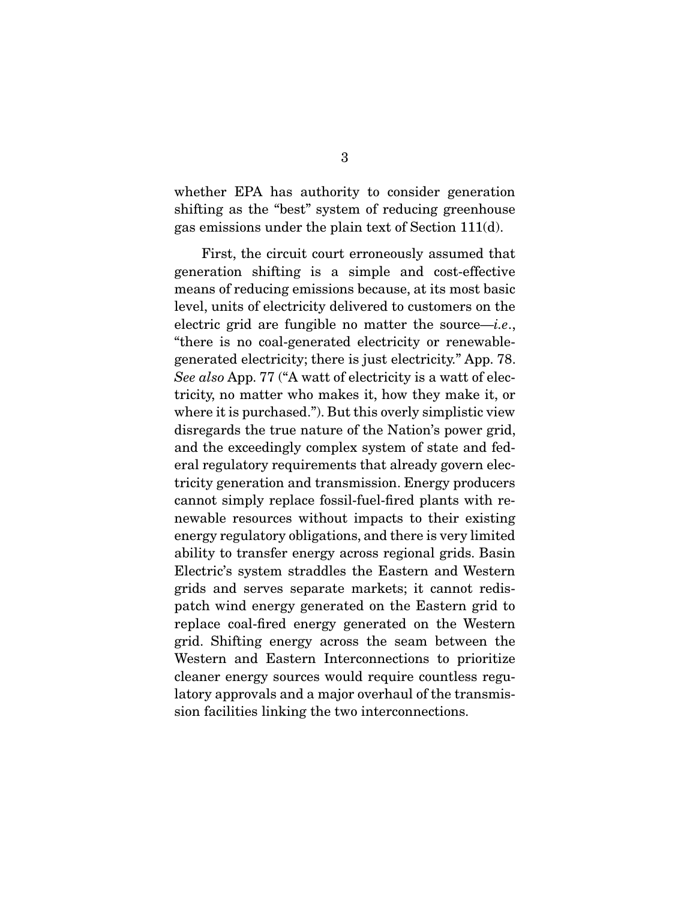whether EPA has authority to consider generation shifting as the "best" system of reducing greenhouse gas emissions under the plain text of Section 111(d).

First, the circuit court erroneously assumed that generation shifting is a simple and cost-effective means of reducing emissions because, at its most basic level, units of electricity delivered to customers on the electric grid are fungible no matter the source—*i.e.*, "there is no coal-generated electricity or renewable-generated electricity; there is just electricity." App. 78. *See also* App. 77 ("A watt of electricity is a watt of electricity, no matter who makes it, how they make it, or where it is purchased."). But this overly simplistic view disregards the true nature of the Nation's power grid, and the exceedingly complex system of state and federal regulatory requirements that already govern electricity generation and transmission. Energy producers cannot simply replace fossil-fuel-fired plants with renewable resources without impacts to their existing energy regulatory obligations, and there is very limited ability to transfer energy across regional grids. Basin Electric's system straddles the Eastern and Western grids and serves separate markets; it cannot redispatch wind energy generated on the Eastern grid to replace coal-fired energy generated on the Western grid. Shifting energy across the seam between the Western and Eastern Interconnections to prioritize cleaner energy sources would require countless regulatory approvals and a major overhaul of the transmission facilities linking the two interconnections.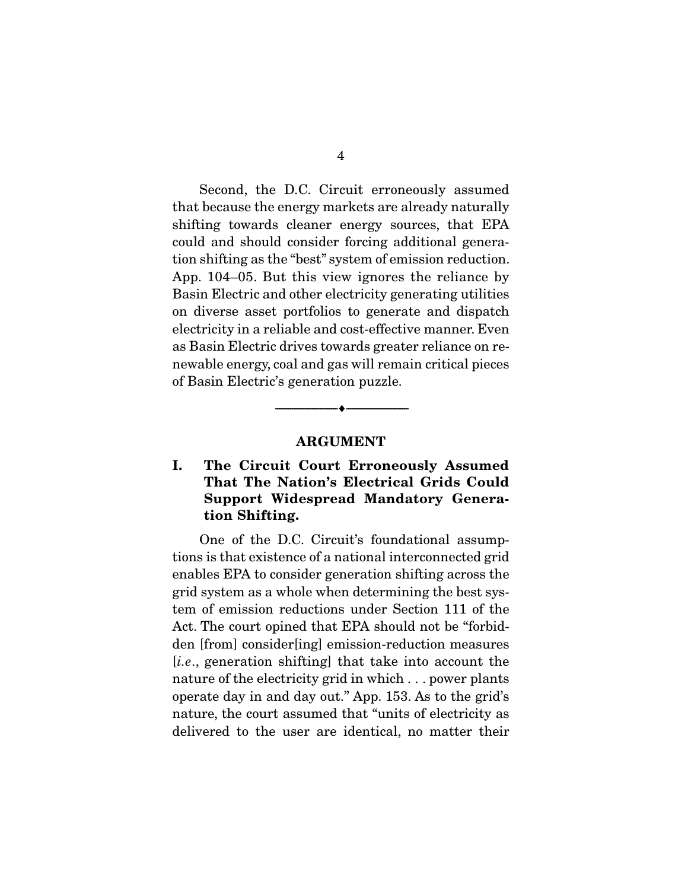Second, the D.C. Circuit erroneously assumed that because the energy markets are already naturally shifting towards cleaner energy sources, that EPA could and should consider forcing additional generation shifting as the "best" system of emission reduction. App. 104–05. But this view ignores the reliance by Basin Electric and other electricity generating utilities on diverse asset portfolios to generate and dispatch electricity in a reliable and cost-effective manner. Even as Basin Electric drives towards greater reliance on renewable energy, coal and gas will remain critical pieces of Basin Electric's generation puzzle.

## ARGUMENT

### I. The Circuit Court Erroneously Assumed That The Nation's Electrical Grids Could Support Widespread Mandatory Generation Shifting.

One of the D.C. Circuit's foundational assumptions is that existence of a national interconnected grid enables EPA to consider generation shifting across the grid system as a whole when determining the best system of emission reductions under Section 111 of the Act. The court opined that EPA should not be "forbidden [from] consider[ing] emission-reduction measures [*i.e.*, generation shifting] that take into account the nature of the electricity grid in which . . . power plants operate day in and day out." App. 153. As to the grid's nature, the court assumed that "units of electricity as delivered to the user are identical, no matter their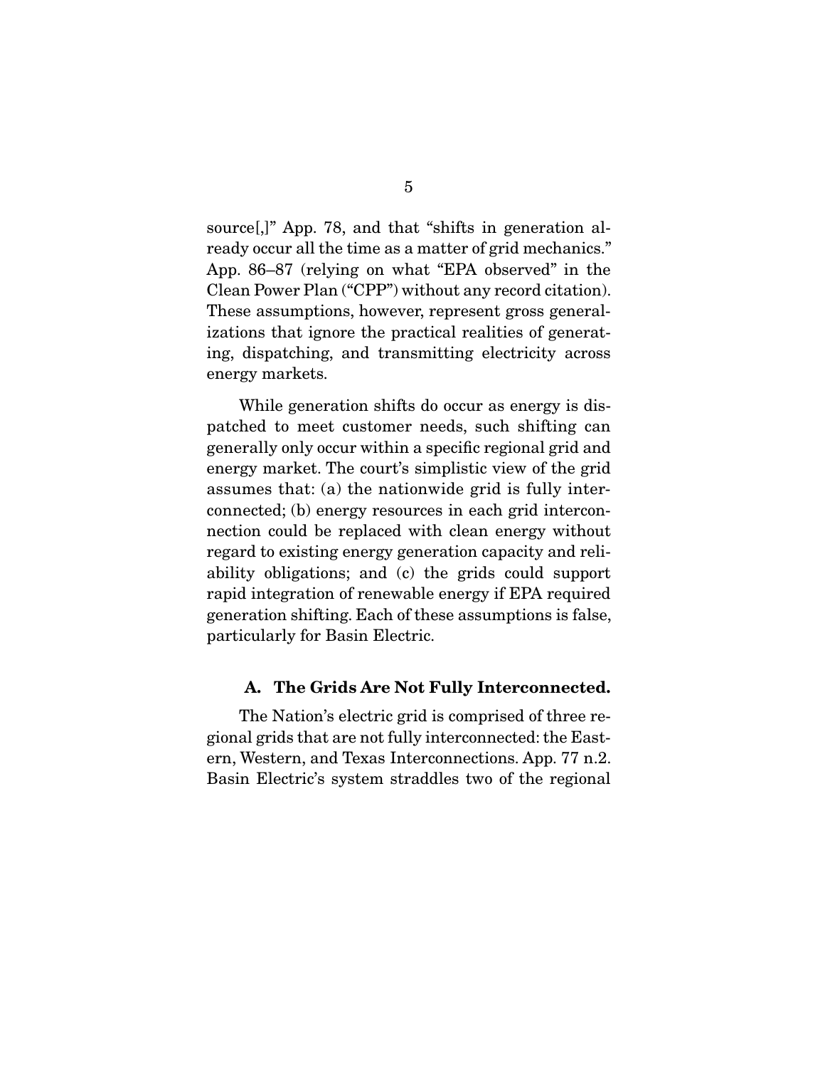source[,]" App. 78, and that "shifts in generation already occur all the time as a matter of grid mechanics." App. 86–87 (relying on what "EPA observed" in the Clean Power Plan ("CPP") without any record citation). These assumptions, however, represent gross generalizations that ignore the practical realities of generating, dispatching, and transmitting electricity across energy markets.

While generation shifts do occur as energy is dispatched to meet customer needs, such shifting can generally only occur within a specific regional grid and energy market. The court's simplistic view of the grid assumes that: (a) the nationwide grid is fully interconnected; (b) energy resources in each grid interconnection could be replaced with clean energy without regard to existing energy generation capacity and reliability obligations; and (c) the grids could support rapid integration of renewable energy if EPA required generation shifting. Each of these assumptions is false, particularly for Basin Electric.

### A. The Grids Are Not Fully Interconnected.

The Nation's electric grid is comprised of three regional grids that are not fully interconnected: the Eastern, Western, and Texas Interconnections. App. 77 n.2. Basin Electric's system straddles two of the regional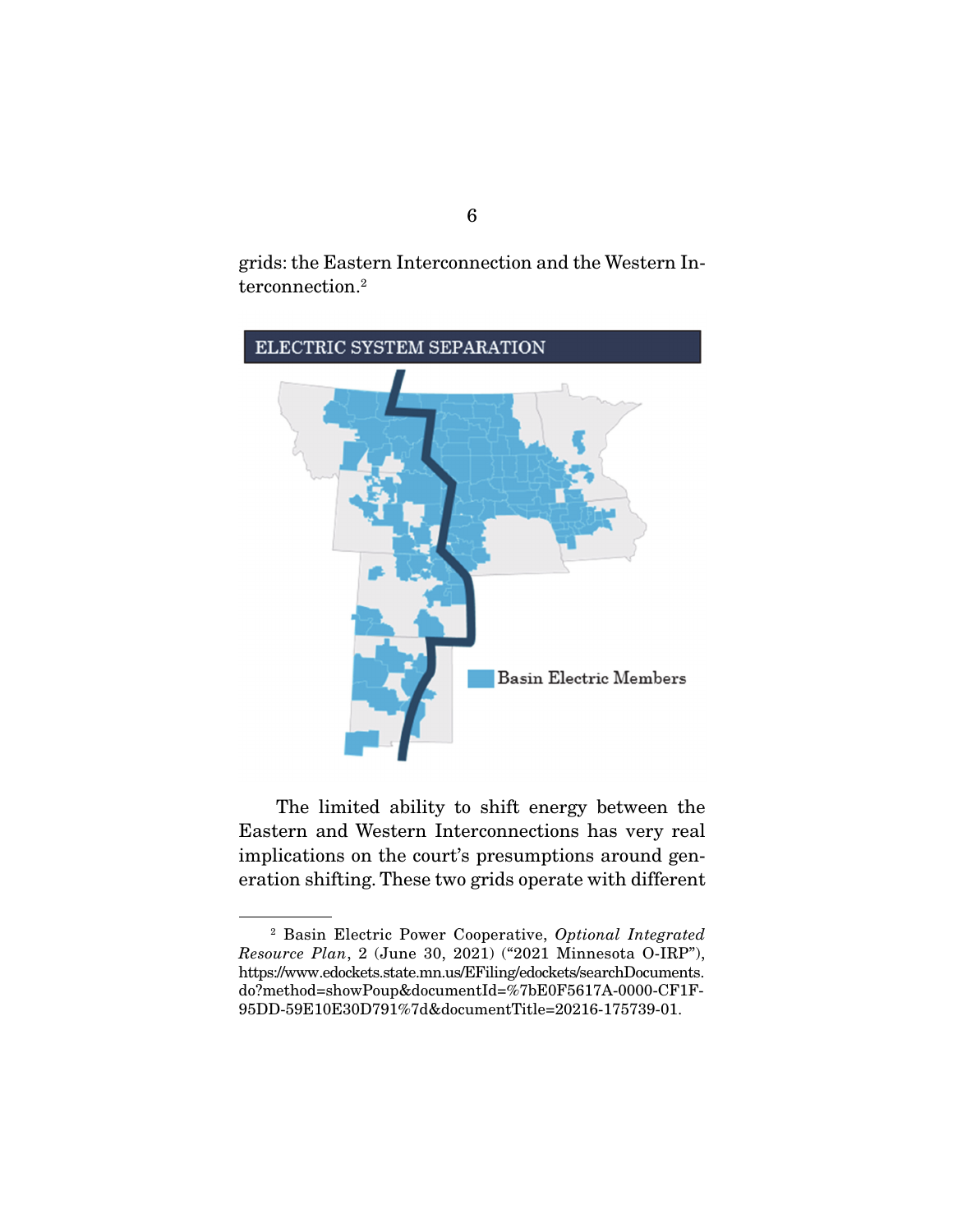grids: the Eastern Interconnection and the Western Interconnection.[2]

ELECTRIC SYSTEM SEPARATION

Basin Electric Members

The limited ability to shift energy between the Eastern and Western Interconnections has very real implications on the court's presumptions around generation shifting. These two grids operate with different

---

[2] Basin Electric Power Cooperative, *Optional Integrated Resource Plan*, 2 (June 30, 2021) ("2021 Minnesota O-IRP"), https://www.edockets.state.mn.us/EFiling/edockets/searchDocuments.do?method=showPoup&documentId=%7bE0F5617A-0000-CF1F-95DD-59E10E30D791%7d&documentTitle=20216-175739-01.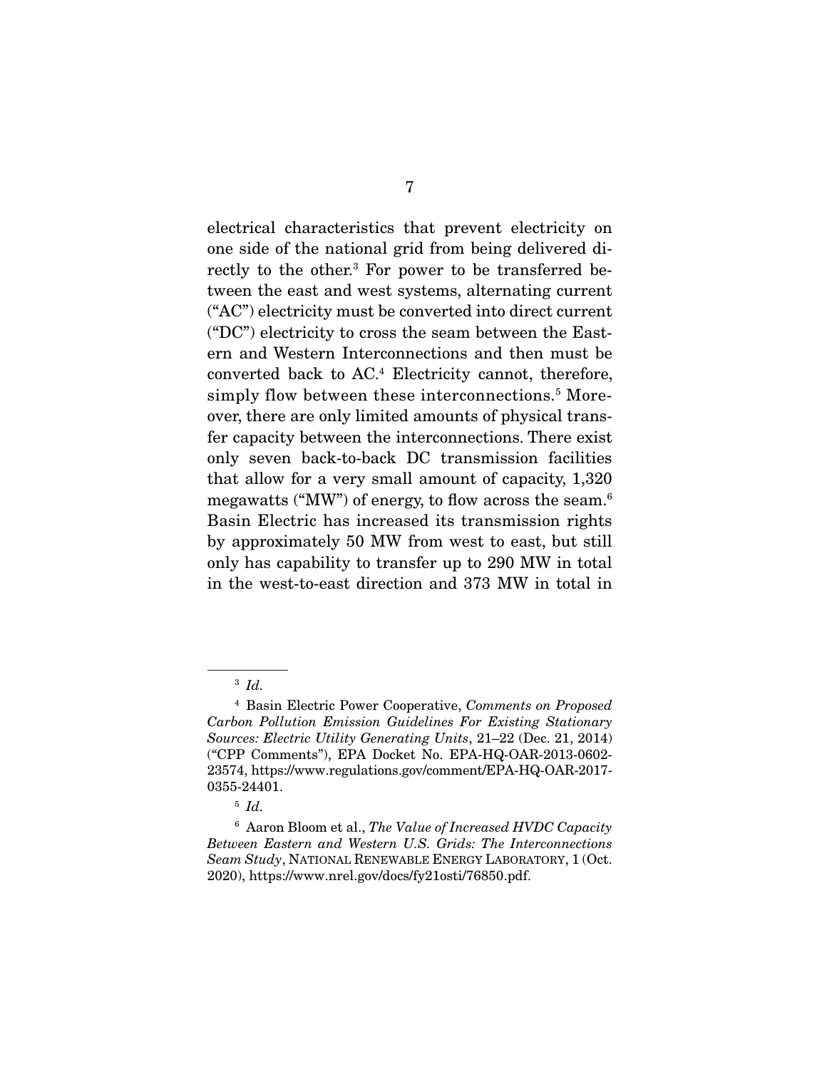electrical characteristics that prevent electricity on one side of the national grid from being delivered directly to the other.[3] For power to be transferred between the east and west systems, alternating current ("AC") electricity must be converted into direct current ("DC") electricity to cross the seam between the Eastern and Western Interconnections and then must be converted back to AC.[4] Electricity cannot, therefore, simply flow between these interconnections.[5] Moreover, there are only limited amounts of physical transfer capacity between the interconnections. There exist only seven back-to-back DC transmission facilities that allow for a very small amount of capacity, 1,320 megawatts ("MW") of energy, to flow across the seam.[6] Basin Electric has increased its transmission rights by approximately 50 MW from west to east, but still only has capability to transfer up to 290 MW in total in the west-to-east direction and 373 MW in total in

---

[3] *Id.*

[4] Basin Electric Power Cooperative, *Comments on Proposed Carbon Pollution Emission Guidelines For Existing Stationary Sources: Electric Utility Generating Units*, 21–22 (Dec. 21, 2014) ("CPP Comments"), EPA Docket No. EPA-HQ-OAR-2013-0602-23574, https://www.regulations.gov/comment/EPA-HQ-OAR-2017-0355-24401.

[5] *Id.*

[6] Aaron Bloom et al., *The Value of Increased HVDC Capacity Between Eastern and Western U.S. Grids: The Interconnections Seam Study*, NATIONAL RENEWABLE ENERGY LABORATORY, 1 (Oct. 2020), https://www.nrel.gov/docs/fy21osti/76850.pdf.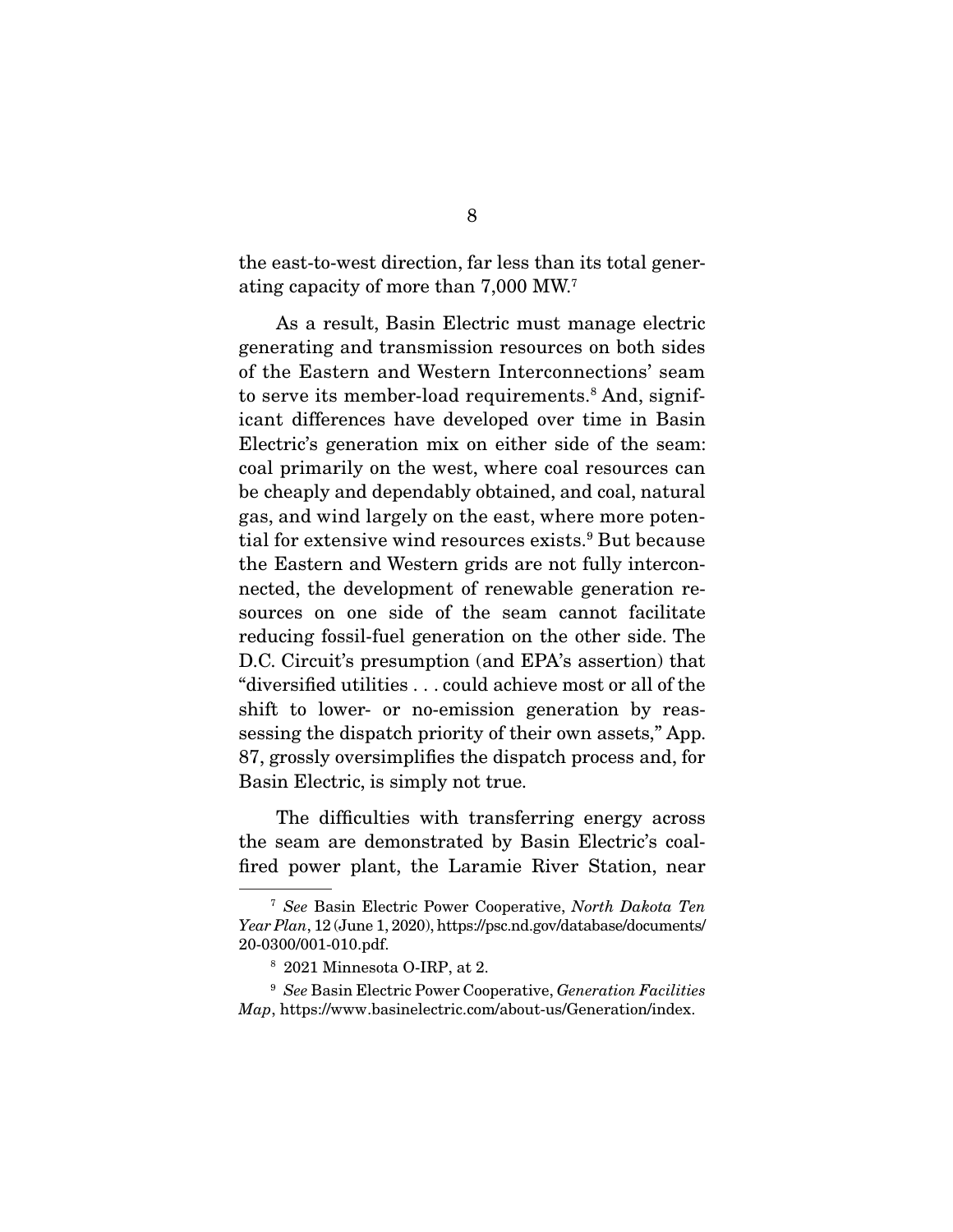the east-to-west direction, far less than its total generating capacity of more than 7,000 MW.[7]

As a result, Basin Electric must manage electric generating and transmission resources on both sides of the Eastern and Western Interconnections' seam to serve its member-load requirements.[8] And, significant differences have developed over time in Basin Electric's generation mix on either side of the seam: coal primarily on the west, where coal resources can be cheaply and dependably obtained, and coal, natural gas, and wind largely on the east, where more potential for extensive wind resources exists.[9] But because the Eastern and Western grids are not fully interconnected, the development of renewable generation resources on one side of the seam cannot facilitate reducing fossil-fuel generation on the other side. The D.C. Circuit's presumption (and EPA's assertion) that "diversified utilities . . . could achieve most or all of the shift to lower- or no-emission generation by reassessing the dispatch priority of their own assets," App. 87, grossly oversimplifies the dispatch process and, for Basin Electric, is simply not true.

The difficulties with transferring energy across the seam are demonstrated by Basin Electric's coal-fired power plant, the Laramie River Station, near

---

[7] *See* Basin Electric Power Cooperative, *North Dakota Ten Year Plan*, 12 (June 1, 2020), https://psc.nd.gov/database/documents/20-0300/001-010.pdf.

[8] 2021 Minnesota O-IRP, at 2.

[9] *See* Basin Electric Power Cooperative, *Generation Facilities Map*, https://www.basinelectric.com/about-us/Generation/index.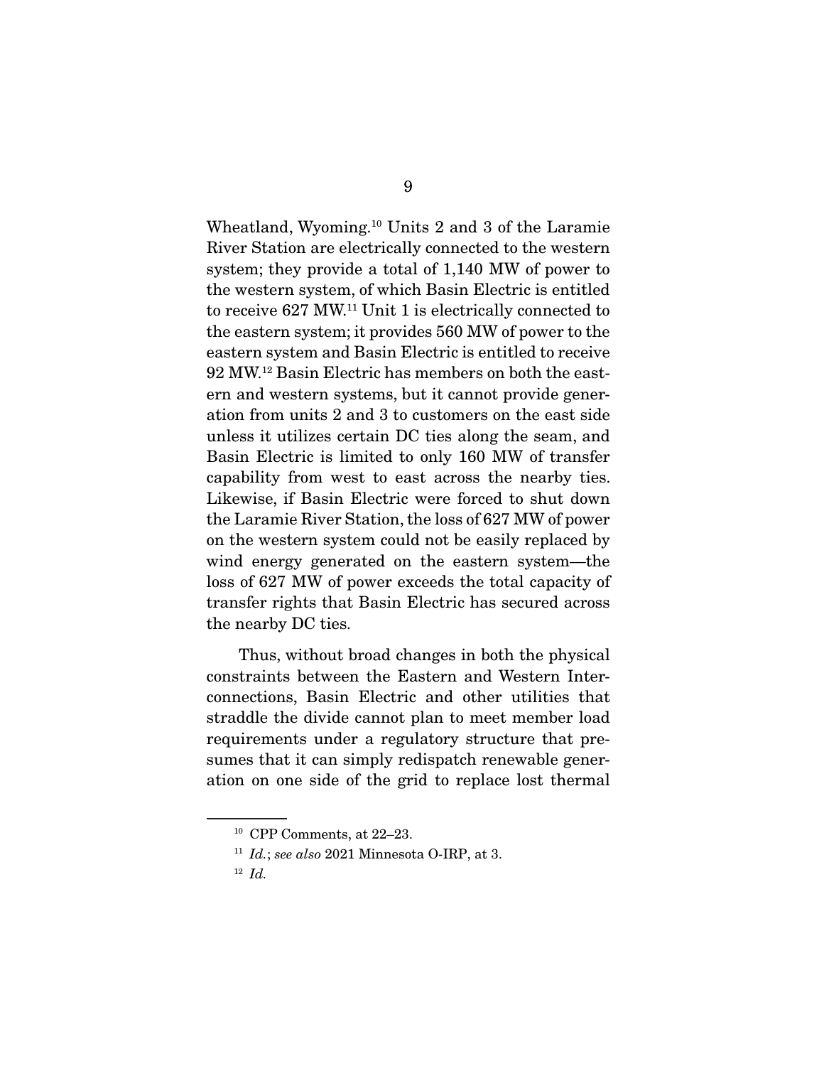Wheatland, Wyoming.[10] Units 2 and 3 of the Laramie River Station are electrically connected to the western system; they provide a total of 1,140 MW of power to the western system, of which Basin Electric is entitled to receive 627 MW.[11] Unit 1 is electrically connected to the eastern system; it provides 560 MW of power to the eastern system and Basin Electric is entitled to receive 92 MW.[12] Basin Electric has members on both the eastern and western systems, but it cannot provide generation from units 2 and 3 to customers on the east side unless it utilizes certain DC ties along the seam, and Basin Electric is limited to only 160 MW of transfer capability from west to east across the nearby ties. Likewise, if Basin Electric were forced to shut down the Laramie River Station, the loss of 627 MW of power on the western system could not be easily replaced by wind energy generated on the eastern system—the loss of 627 MW of power exceeds the total capacity of transfer rights that Basin Electric has secured across the nearby DC ties.

Thus, without broad changes in both the physical constraints between the Eastern and Western Interconnections, Basin Electric and other utilities that straddle the divide cannot plan to meet member load requirements under a regulatory structure that presumes that it can simply redispatch renewable generation on one side of the grid to replace lost thermal

[10] CPP Comments, at 22–23.

[11] *Id.*; *see also* 2021 Minnesota O-IRP, at 3.

[12] *Id.*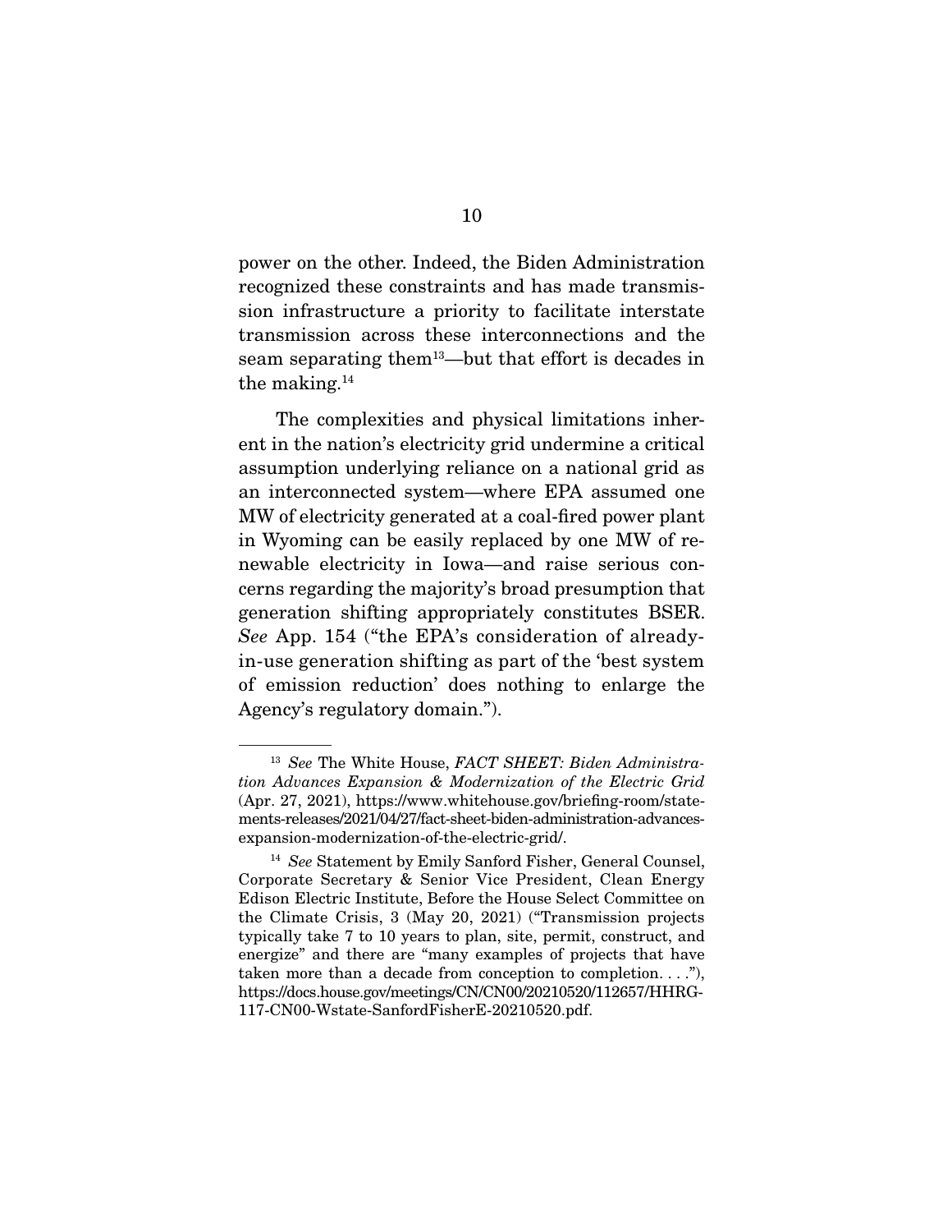power on the other. Indeed, the Biden Administration recognized these constraints and has made transmission infrastructure a priority to facilitate interstate transmission across these interconnections and the seam separating them[13]—but that effort is decades in the making.[14]

The complexities and physical limitations inherent in the nation's electricity grid undermine a critical assumption underlying reliance on a national grid as an interconnected system—where EPA assumed one MW of electricity generated at a coal-fired power plant in Wyoming can be easily replaced by one MW of renewable electricity in Iowa—and raise serious concerns regarding the majority's broad presumption that generation shifting appropriately constitutes BSER. *See* App. 154 ("the EPA's consideration of already-in-use generation shifting as part of the 'best system of emission reduction' does nothing to enlarge the Agency's regulatory domain.").

---

[13] *See* The White House, *FACT SHEET: Biden Administration Advances Expansion & Modernization of the Electric Grid* (Apr. 27, 2021), https://www.whitehouse.gov/briefing-room/statements-releases/2021/04/27/fact-sheet-biden-administration-advances-expansion-modernization-of-the-electric-grid/.

[14] *See* Statement by Emily Sanford Fisher, General Counsel, Corporate Secretary & Senior Vice President, Clean Energy Edison Electric Institute, Before the House Select Committee on the Climate Crisis, 3 (May 20, 2021) ("Transmission projects typically take 7 to 10 years to plan, site, permit, construct, and energize" and there are "many examples of projects that have taken more than a decade from conception to completion. . . ."), https://docs.house.gov/meetings/CN/CN00/20210520/112657/HHRG-117-CN00-Wstate-SanfordFisherE-20210520.pdf.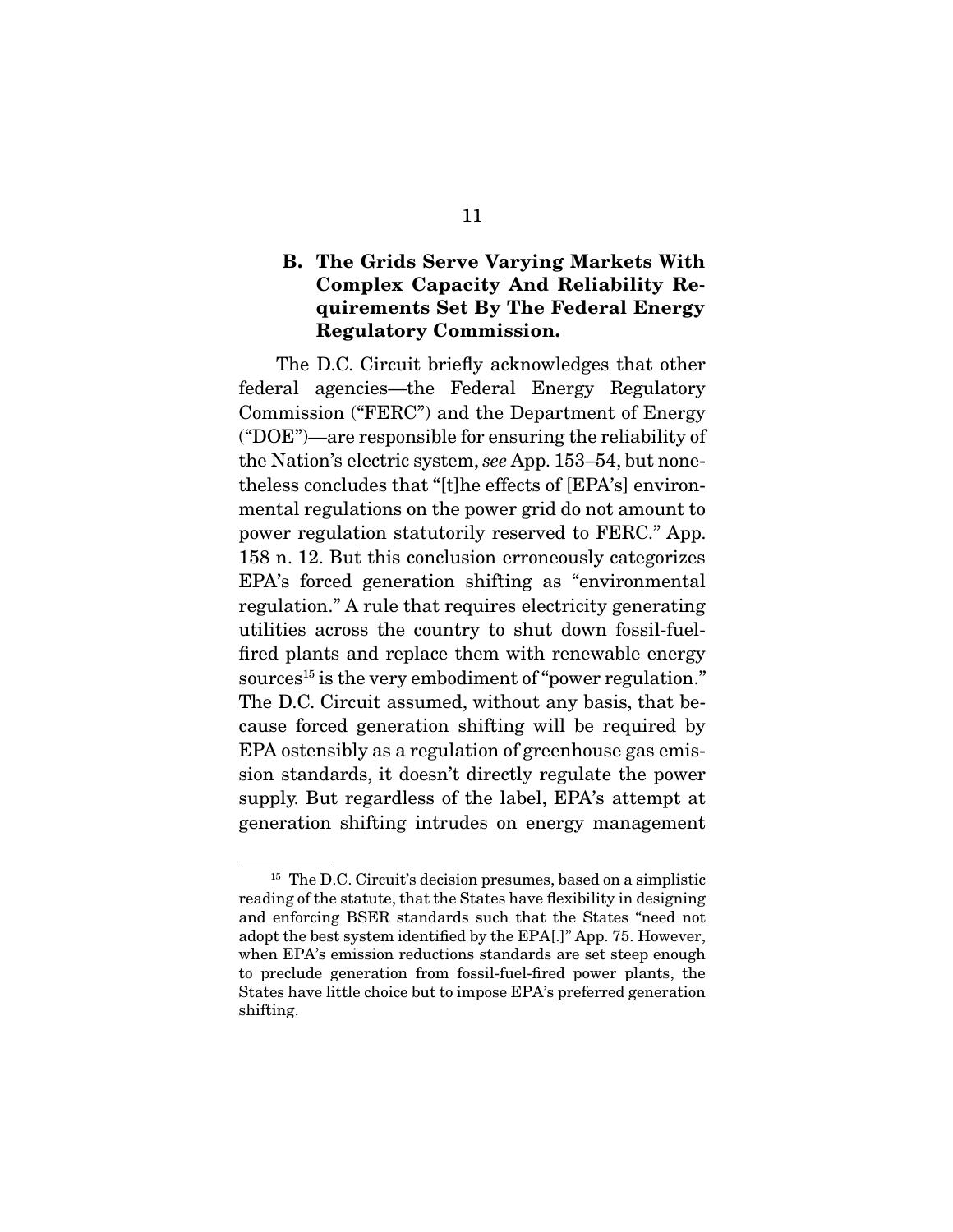### B. The Grids Serve Varying Markets With Complex Capacity And Reliability Requirements Set By The Federal Energy Regulatory Commission.

The D.C. Circuit briefly acknowledges that other federal agencies—the Federal Energy Regulatory Commission ("FERC") and the Department of Energy ("DOE")—are responsible for ensuring the reliability of the Nation's electric system, *see* App. 153–54, but nonetheless concludes that "[t]he effects of [EPA's] environmental regulations on the power grid do not amount to power regulation statutorily reserved to FERC." App. 158 n. 12. But this conclusion erroneously categorizes EPA's forced generation shifting as "environmental regulation." A rule that requires electricity generating utilities across the country to shut down fossil-fuel-fired plants and replace them with renewable energy sources[15] is the very embodiment of "power regulation." The D.C. Circuit assumed, without any basis, that because forced generation shifting will be required by EPA ostensibly as a regulation of greenhouse gas emission standards, it doesn't directly regulate the power supply. But regardless of the label, EPA's attempt at generation shifting intrudes on energy management

[15] The D.C. Circuit's decision presumes, based on a simplistic reading of the statute, that the States have flexibility in designing and enforcing BSER standards such that the States "need not adopt the best system identified by the EPA[.]" App. 75. However, when EPA's emission reductions standards are set steep enough to preclude generation from fossil-fuel-fired power plants, the States have little choice but to impose EPA's preferred generation shifting.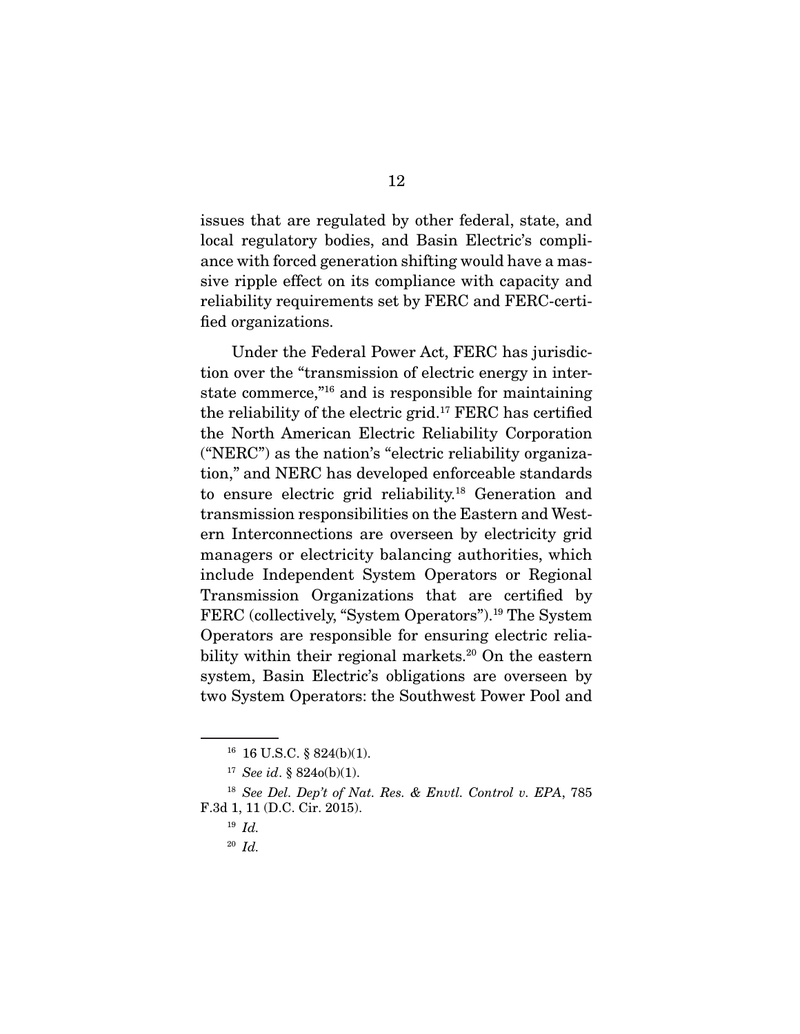issues that are regulated by other federal, state, and local regulatory bodies, and Basin Electric's compliance with forced generation shifting would have a massive ripple effect on its compliance with capacity and reliability requirements set by FERC and FERC-certified organizations.

Under the Federal Power Act, FERC has jurisdiction over the "transmission of electric energy in interstate commerce,"[16] and is responsible for maintaining the reliability of the electric grid.[17] FERC has certified the North American Electric Reliability Corporation ("NERC") as the nation's "electric reliability organization," and NERC has developed enforceable standards to ensure electric grid reliability.[18] Generation and transmission responsibilities on the Eastern and Western Interconnections are overseen by electricity grid managers or electricity balancing authorities, which include Independent System Operators or Regional Transmission Organizations that are certified by FERC (collectively, "System Operators").[19] The System Operators are responsible for ensuring electric reliability within their regional markets.[20] On the eastern system, Basin Electric's obligations are overseen by two System Operators: the Southwest Power Pool and

---

[16] 16 U.S.C. § 824(b)(1).

[17] *See id*. § 824o(b)(1).

[18] *See Del. Dep't of Nat. Res. & Envtl. Control v. EPA*, 785 F.3d 1, 11 (D.C. Cir. 2015).

[19] *Id.*

[20] *Id.*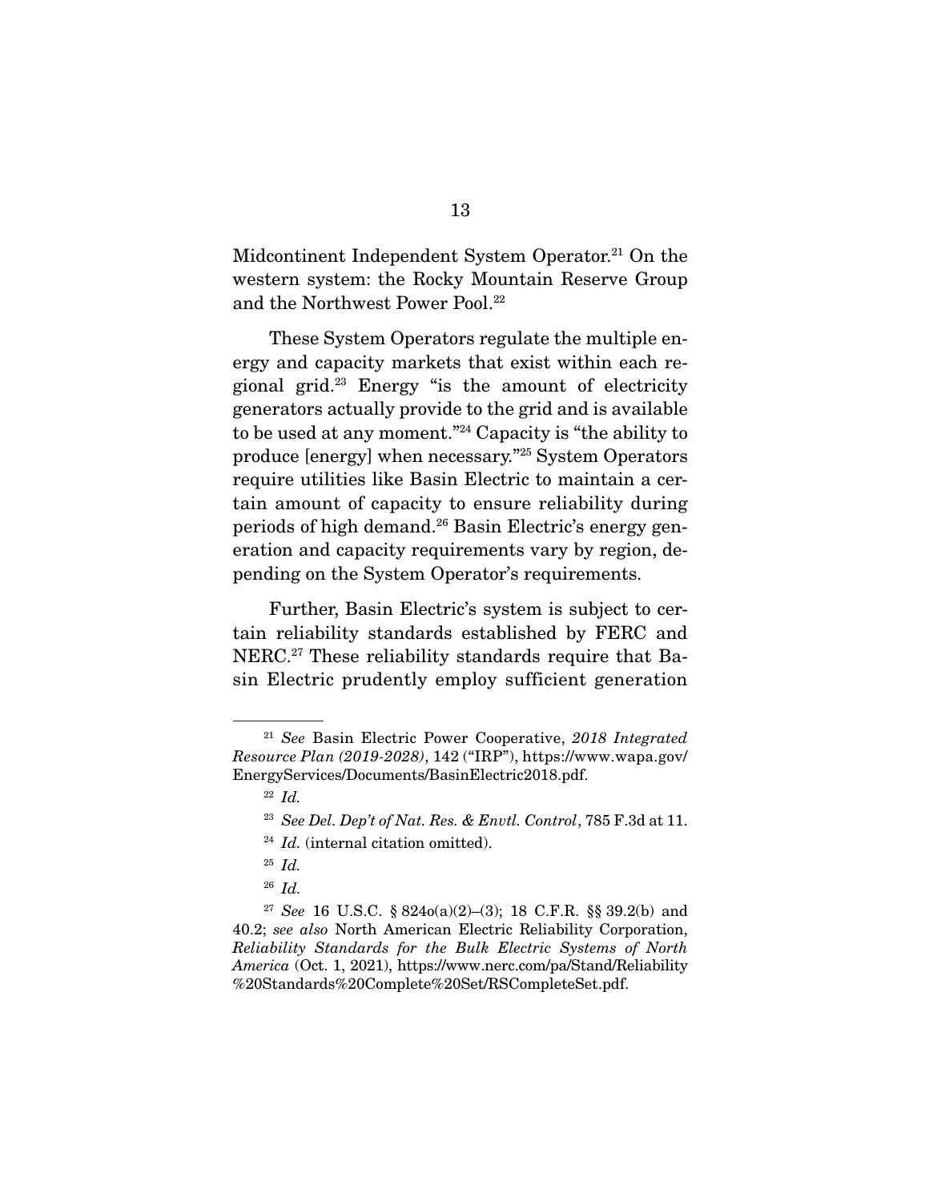Midcontinent Independent System Operator.[21] On the western system: the Rocky Mountain Reserve Group and the Northwest Power Pool.[22]

These System Operators regulate the multiple energy and capacity markets that exist within each regional grid.[23] Energy "is the amount of electricity generators actually provide to the grid and is available to be used at any moment."[24] Capacity is "the ability to produce [energy] when necessary."[25] System Operators require utilities like Basin Electric to maintain a certain amount of capacity to ensure reliability during periods of high demand.[26] Basin Electric's energy generation and capacity requirements vary by region, depending on the System Operator's requirements.

Further, Basin Electric's system is subject to certain reliability standards established by FERC and NERC.[27] These reliability standards require that Basin Electric prudently employ sufficient generation

---

[21] *See* Basin Electric Power Cooperative, *2018 Integrated Resource Plan (2019-2028)*, 142 ("IRP"), https://www.wapa.gov/EnergyServices/Documents/BasinElectric2018.pdf.

[22] *Id.*

[23] *See Del. Dep't of Nat. Res. & Envtl. Control*, 785 F.3d at 11.

[24] *Id.* (internal citation omitted).

[25] *Id.*

[26] *Id.*

[27] *See* 16 U.S.C. § 824o(a)(2)–(3); 18 C.F.R. §§ 39.2(b) and 40.2; *see also* North American Electric Reliability Corporation, *Reliability Standards for the Bulk Electric Systems of North America* (Oct. 1, 2021), https://www.nerc.com/pa/Stand/Reliability%20Standards%20Complete%20Set/RSCompleteSet.pdf.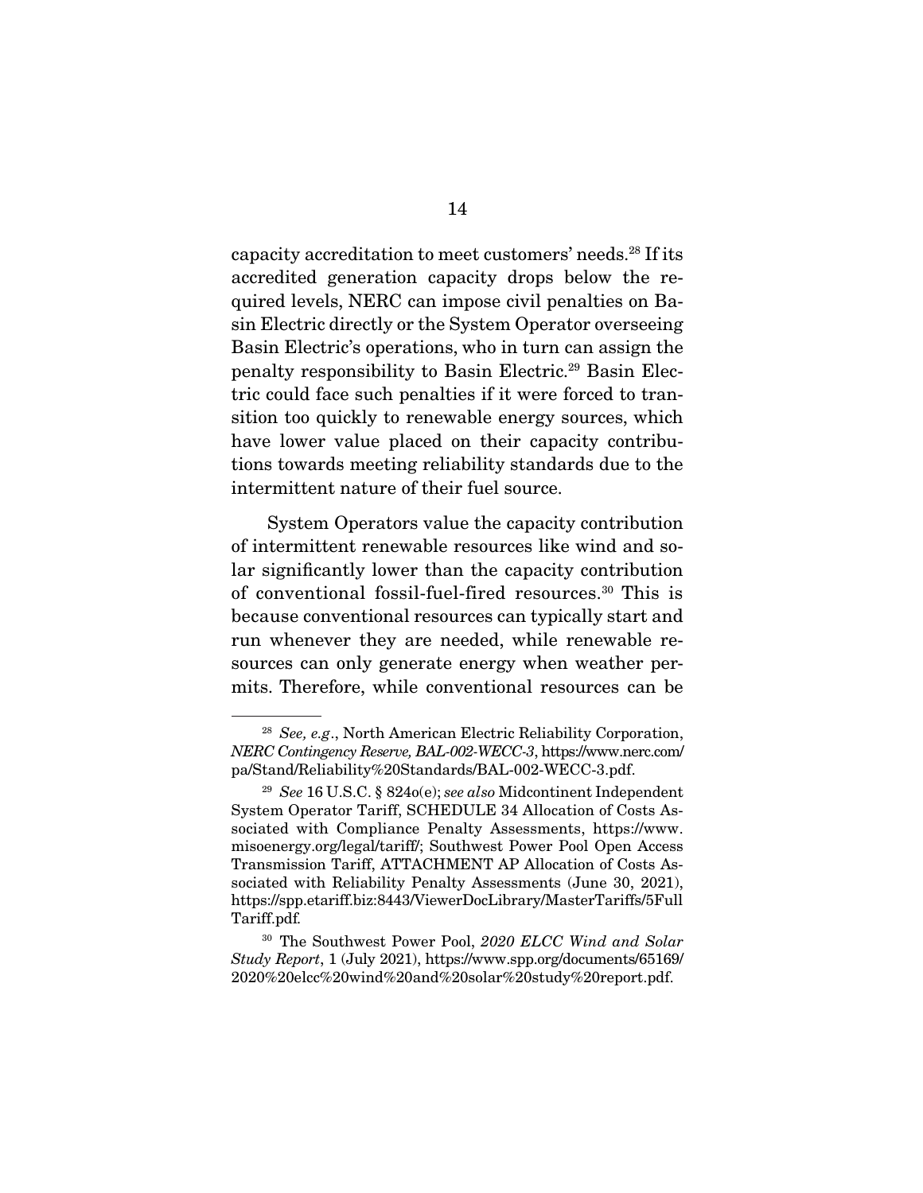capacity accreditation to meet customers' needs.[28] If its accredited generation capacity drops below the required levels, NERC can impose civil penalties on Basin Electric directly or the System Operator overseeing Basin Electric's operations, who in turn can assign the penalty responsibility to Basin Electric.[29] Basin Electric could face such penalties if it were forced to transition too quickly to renewable energy sources, which have lower value placed on their capacity contributions towards meeting reliability standards due to the intermittent nature of their fuel source.

System Operators value the capacity contribution of intermittent renewable resources like wind and solar significantly lower than the capacity contribution of conventional fossil-fuel-fired resources.[30] This is because conventional resources can typically start and run whenever they are needed, while renewable resources can only generate energy when weather permits. Therefore, while conventional resources can be

---

[28] *See, e.g.*, North American Electric Reliability Corporation, *NERC Contingency Reserve, BAL-002-WECC-3*, https://www.nerc.com/pa/Stand/Reliability%20Standards/BAL-002-WECC-3.pdf.

[29] *See* 16 U.S.C. § 824o(e); *see also* Midcontinent Independent System Operator Tariff, SCHEDULE 34 Allocation of Costs Associated with Compliance Penalty Assessments, https://www.misoenergy.org/legal/tariff/; Southwest Power Pool Open Access Transmission Tariff, ATTACHMENT AP Allocation of Costs Associated with Reliability Penalty Assessments (June 30, 2021), https://spp.etariff.biz:8443/ViewerDocLibrary/MasterTariffs/5FullTariff.pdf.

[30] The Southwest Power Pool, *2020 ELCC Wind and Solar Study Report*, 1 (July 2021), https://www.spp.org/documents/65169/2020%20elcc%20wind%20and%20solar%20study%20report.pdf.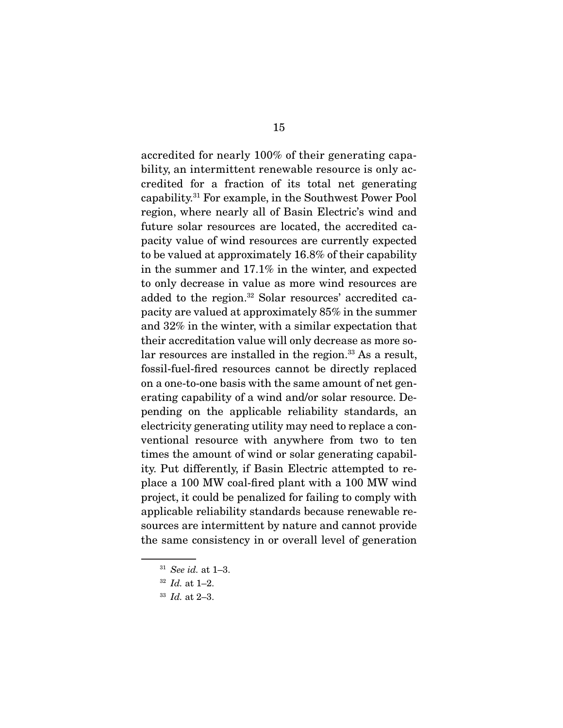accredited for nearly 100% of their generating capability, an intermittent renewable resource is only accredited for a fraction of its total net generating capability.[31] For example, in the Southwest Power Pool region, where nearly all of Basin Electric's wind and future solar resources are located, the accredited capacity value of wind resources are currently expected to be valued at approximately 16.8% of their capability in the summer and 17.1% in the winter, and expected to only decrease in value as more wind resources are added to the region.[32] Solar resources' accredited capacity are valued at approximately 85% in the summer and 32% in the winter, with a similar expectation that their accreditation value will only decrease as more solar resources are installed in the region.[33] As a result, fossil-fuel-fired resources cannot be directly replaced on a one-to-one basis with the same amount of net generating capability of a wind and/or solar resource. Depending on the applicable reliability standards, an electricity generating utility may need to replace a conventional resource with anywhere from two to ten times the amount of wind or solar generating capability. Put differently, if Basin Electric attempted to replace a 100 MW coal-fired plant with a 100 MW wind project, it could be penalized for failing to comply with applicable reliability standards because renewable resources are intermittent by nature and cannot provide the same consistency in or overall level of generation

---

[31] *See id.* at 1–3.

[32] *Id.* at 1–2.

[33] *Id.* at 2–3.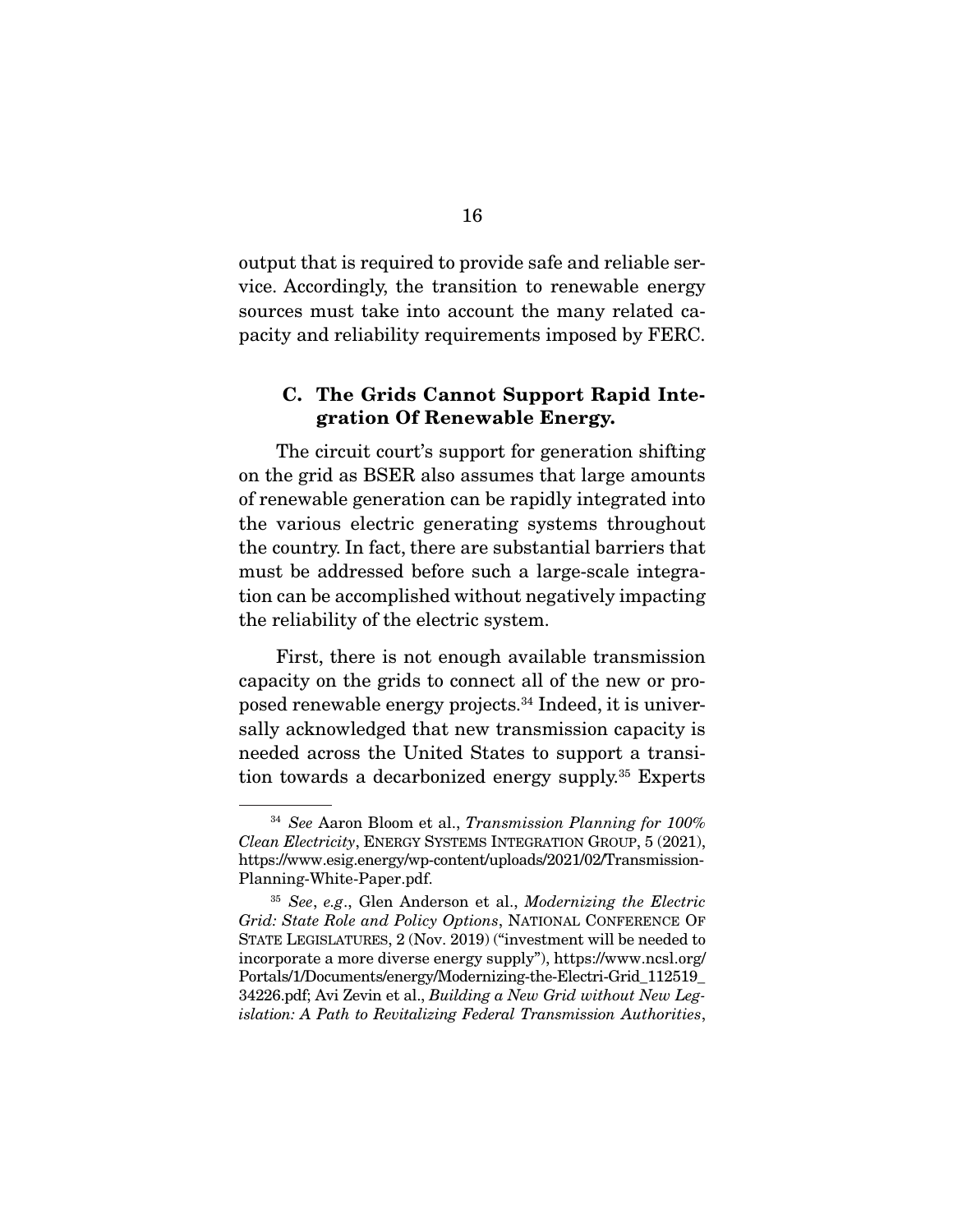output that is required to provide safe and reliable service. Accordingly, the transition to renewable energy sources must take into account the many related capacity and reliability requirements imposed by FERC.

### C. The Grids Cannot Support Rapid Integration Of Renewable Energy.

The circuit court's support for generation shifting on the grid as BSER also assumes that large amounts of renewable generation can be rapidly integrated into the various electric generating systems throughout the country. In fact, there are substantial barriers that must be addressed before such a large-scale integration can be accomplished without negatively impacting the reliability of the electric system.

First, there is not enough available transmission capacity on the grids to connect all of the new or proposed renewable energy projects.[34] Indeed, it is universally acknowledged that new transmission capacity is needed across the United States to support a transition towards a decarbonized energy supply.[35] Experts

---

[34] *See* Aaron Bloom et al., *Transmission Planning for 100% Clean Electricity*, ENERGY SYSTEMS INTEGRATION GROUP, 5 (2021), https://www.esig.energy/wp-content/uploads/2021/02/Transmission-Planning-White-Paper.pdf.

[35] *See*, *e.g*., Glen Anderson et al., *Modernizing the Electric Grid: State Role and Policy Options*, NATIONAL CONFERENCE OF STATE LEGISLATURES, 2 (Nov. 2019) ("investment will be needed to incorporate a more diverse energy supply"), https://www.ncsl.org/Portals/1/Documents/energy/Modernizing-the-Electri-Grid_112519_34226.pdf; Avi Zevin et al., *Building a New Grid without New Legislation: A Path to Revitalizing Federal Transmission Authorities*,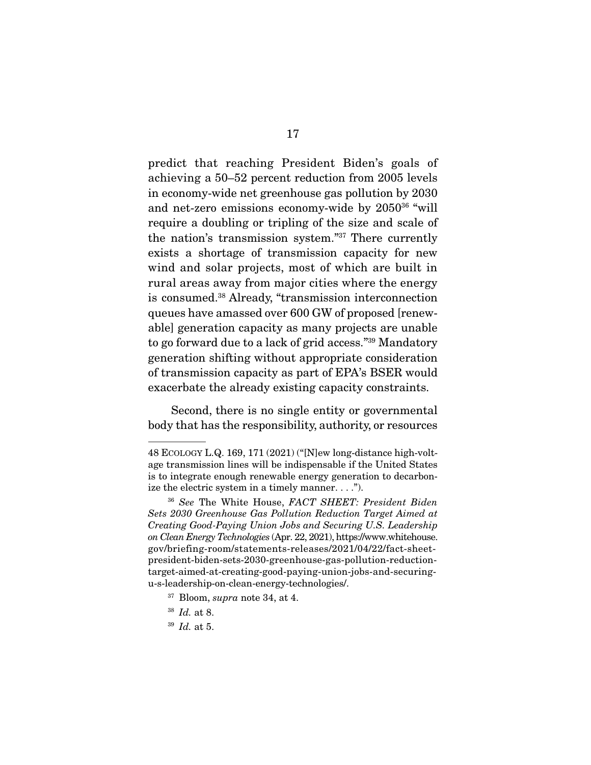predict that reaching President Biden's goals of achieving a 50–52 percent reduction from 2005 levels in economy-wide net greenhouse gas pollution by 2030 and net-zero emissions economy-wide by 2050[36] "will require a doubling or tripling of the size and scale of the nation's transmission system."[37] There currently exists a shortage of transmission capacity for new wind and solar projects, most of which are built in rural areas away from major cities where the energy is consumed.[38] Already, "transmission interconnection queues have amassed over 600 GW of proposed [renewable] generation capacity as many projects are unable to go forward due to a lack of grid access."[39] Mandatory generation shifting without appropriate consideration of transmission capacity as part of EPA's BSER would exacerbate the already existing capacity constraints.

Second, there is no single entity or governmental body that has the responsibility, authority, or resources

---

48 ECOLOGY L.Q. 169, 171 (2021) ("[N]ew long-distance high-voltage transmission lines will be indispensable if the United States is to integrate enough renewable energy generation to decarbonize the electric system in a timely manner. . . .").

[36] *See* The White House, *FACT SHEET: President Biden Sets 2030 Greenhouse Gas Pollution Reduction Target Aimed at Creating Good-Paying Union Jobs and Securing U.S. Leadership on Clean Energy Technologies* (Apr. 22, 2021), https://www.whitehouse.gov/briefing-room/statements-releases/2021/04/22/fact-sheet-president-biden-sets-2030-greenhouse-gas-pollution-reduction-target-aimed-at-creating-good-paying-union-jobs-and-securing-u-s-leadership-on-clean-energy-technologies/.

[37] Bloom, *supra* note 34, at 4.

[38] *Id.* at 8.

[39] *Id.* at 5.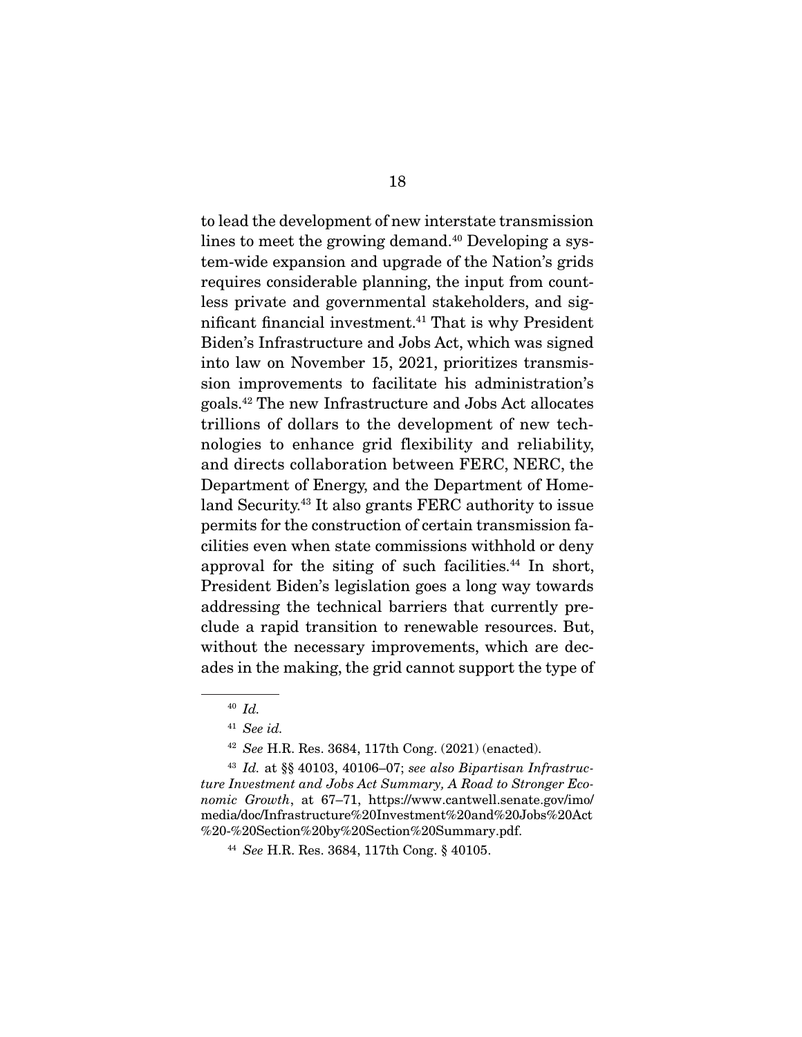to lead the development of new interstate transmission lines to meet the growing demand.[40] Developing a system-wide expansion and upgrade of the Nation's grids requires considerable planning, the input from countless private and governmental stakeholders, and significant financial investment.[41] That is why President Biden's Infrastructure and Jobs Act, which was signed into law on November 15, 2021, prioritizes transmission improvements to facilitate his administration's goals.[42] The new Infrastructure and Jobs Act allocates trillions of dollars to the development of new technologies to enhance grid flexibility and reliability, and directs collaboration between FERC, NERC, the Department of Energy, and the Department of Homeland Security.[43] It also grants FERC authority to issue permits for the construction of certain transmission facilities even when state commissions withhold or deny approval for the siting of such facilities.[44] In short, President Biden's legislation goes a long way towards addressing the technical barriers that currently preclude a rapid transition to renewable resources. But, without the necessary improvements, which are decades in the making, the grid cannot support the type of

---

[40] *Id.*

[41] *See id.*

[42] *See* H.R. Res. 3684, 117th Cong. (2021) (enacted).

[43] *Id.* at §§ 40103, 40106–07; *see also Bipartisan Infrastructure Investment and Jobs Act Summary, A Road to Stronger Economic Growth*, at 67–71, https://www.cantwell.senate.gov/imo/media/doc/Infrastructure%20Investment%20and%20Jobs%20Act%20-%20Section%20by%20Section%20Summary.pdf.

[44] *See* H.R. Res. 3684, 117th Cong. § 40105.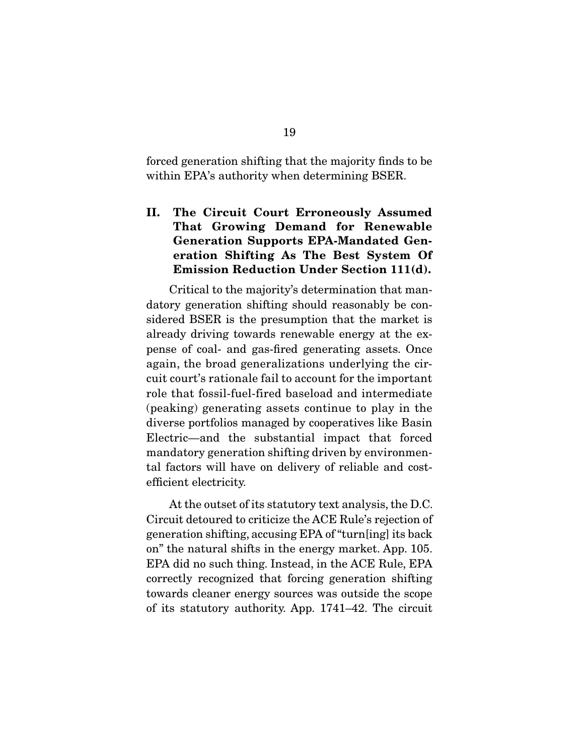forced generation shifting that the majority finds to be within EPA's authority when determining BSER.

## II. The Circuit Court Erroneously Assumed That Growing Demand for Renewable Generation Supports EPA-Mandated Generation Shifting As The Best System Of Emission Reduction Under Section 111(d).

Critical to the majority's determination that mandatory generation shifting should reasonably be considered BSER is the presumption that the market is already driving towards renewable energy at the expense of coal- and gas-fired generating assets. Once again, the broad generalizations underlying the circuit court's rationale fail to account for the important role that fossil-fuel-fired baseload and intermediate (peaking) generating assets continue to play in the diverse portfolios managed by cooperatives like Basin Electric—and the substantial impact that forced mandatory generation shifting driven by environmental factors will have on delivery of reliable and cost-efficient electricity.

At the outset of its statutory text analysis, the D.C. Circuit detoured to criticize the ACE Rule's rejection of generation shifting, accusing EPA of "turn[ing] its back on" the natural shifts in the energy market. App. 105. EPA did no such thing. Instead, in the ACE Rule, EPA correctly recognized that forcing generation shifting towards cleaner energy sources was outside the scope of its statutory authority. App. 1741–42. The circuit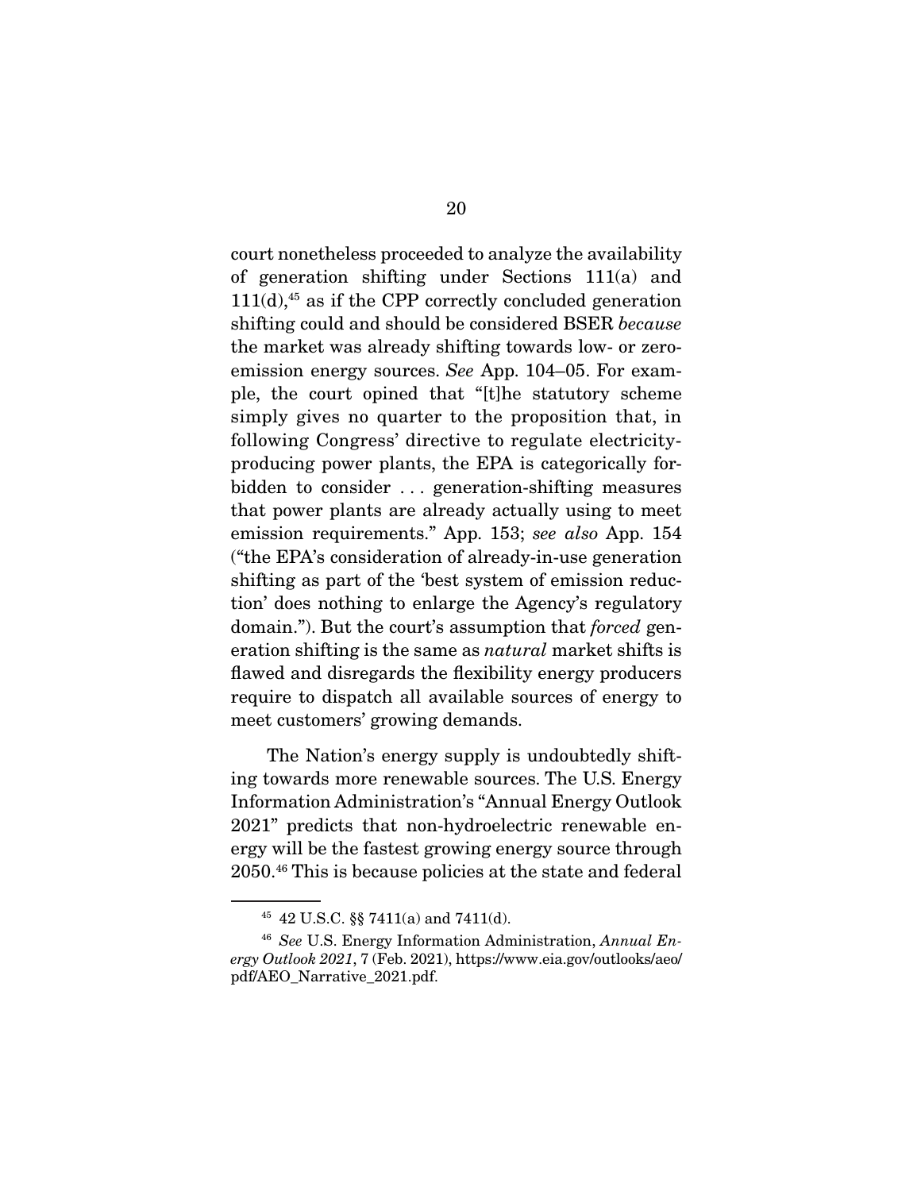court nonetheless proceeded to analyze the availability of generation shifting under Sections 111(a) and 111(d),[45] as if the CPP correctly concluded generation shifting could and should be considered BSER *because* the market was already shifting towards low- or zero-emission energy sources. *See* App. 104–05. For example, the court opined that "[t]he statutory scheme simply gives no quarter to the proposition that, in following Congress' directive to regulate electricity-producing power plants, the EPA is categorically forbidden to consider . . . generation-shifting measures that power plants are already actually using to meet emission requirements." App. 153; *see also* App. 154 ("the EPA's consideration of already-in-use generation shifting as part of the 'best system of emission reduction' does nothing to enlarge the Agency's regulatory domain."). But the court's assumption that *forced* generation shifting is the same as *natural* market shifts is flawed and disregards the flexibility energy producers require to dispatch all available sources of energy to meet customers' growing demands.

The Nation's energy supply is undoubtedly shifting towards more renewable sources. The U.S. Energy Information Administration's "Annual Energy Outlook 2021" predicts that non-hydroelectric renewable energy will be the fastest growing energy source through 2050.[46] This is because policies at the state and federal

---

[45] 42 U.S.C. §§ 7411(a) and 7411(d).

[46] *See* U.S. Energy Information Administration, *Annual Energy Outlook 2021*, 7 (Feb. 2021), https://www.eia.gov/outlooks/aeo/pdf/AEO_Narrative_2021.pdf.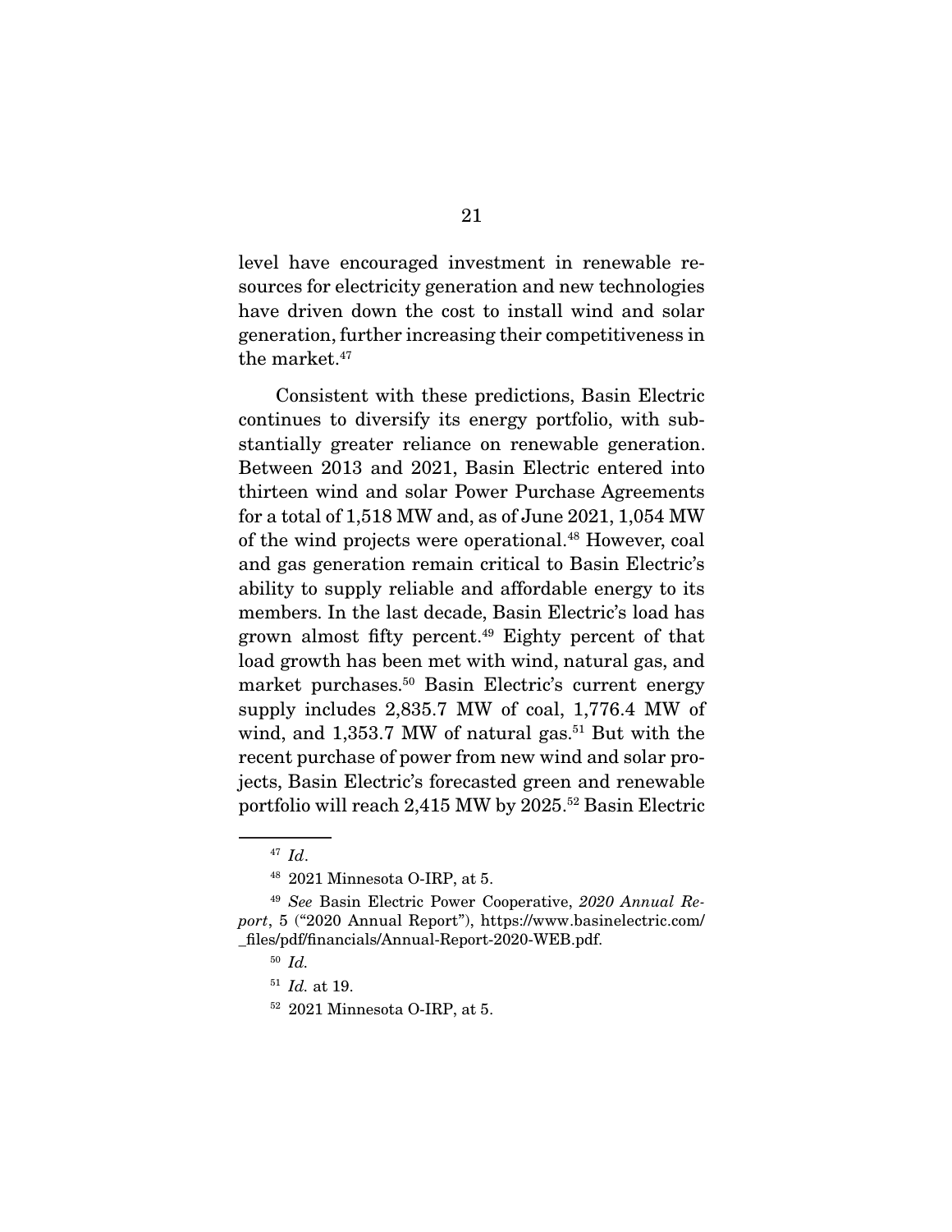level have encouraged investment in renewable resources for electricity generation and new technologies have driven down the cost to install wind and solar generation, further increasing their competitiveness in the market.[47]

Consistent with these predictions, Basin Electric continues to diversify its energy portfolio, with substantially greater reliance on renewable generation. Between 2013 and 2021, Basin Electric entered into thirteen wind and solar Power Purchase Agreements for a total of 1,518 MW and, as of June 2021, 1,054 MW of the wind projects were operational.[48] However, coal and gas generation remain critical to Basin Electric's ability to supply reliable and affordable energy to its members. In the last decade, Basin Electric's load has grown almost fifty percent.[49] Eighty percent of that load growth has been met with wind, natural gas, and market purchases.[50] Basin Electric's current energy supply includes 2,835.7 MW of coal, 1,776.4 MW of wind, and 1,353.7 MW of natural gas.[51] But with the recent purchase of power from new wind and solar projects, Basin Electric's forecasted green and renewable portfolio will reach 2,415 MW by 2025.[52] Basin Electric

---

[47] *Id*.

[48] 2021 Minnesota O-IRP, at 5.

[49] *See* Basin Electric Power Cooperative, *2020 Annual Report*, 5 ("2020 Annual Report"), https://www.basinelectric.com/_files/pdf/financials/Annual-Report-2020-WEB.pdf.

[50] *Id.*

[51] *Id.* at 19.

[52] 2021 Minnesota O-IRP, at 5.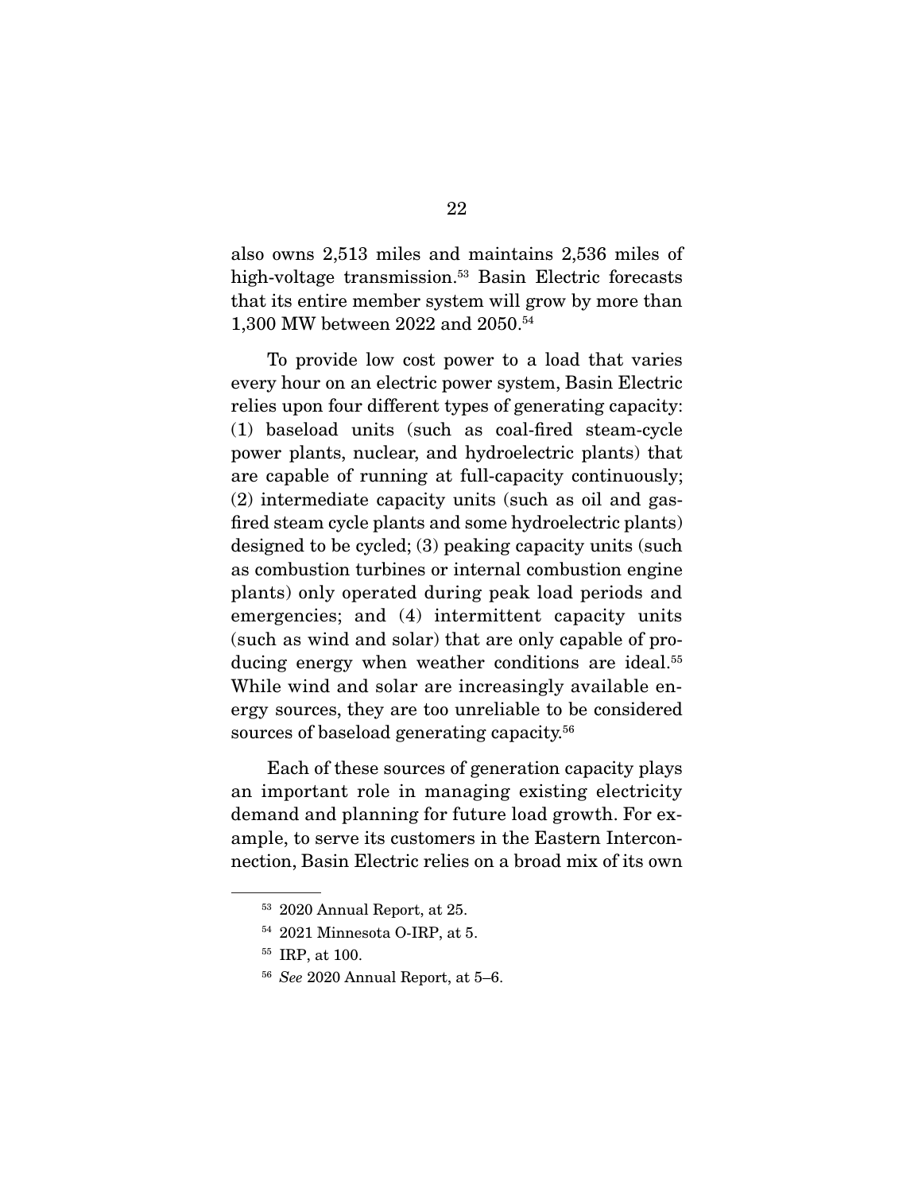also owns 2,513 miles and maintains 2,536 miles of high-voltage transmission.[53] Basin Electric forecasts that its entire member system will grow by more than 1,300 MW between 2022 and 2050.[54]

To provide low cost power to a load that varies every hour on an electric power system, Basin Electric relies upon four different types of generating capacity: (1) baseload units (such as coal-fired steam-cycle power plants, nuclear, and hydroelectric plants) that are capable of running at full-capacity continuously; (2) intermediate capacity units (such as oil and gas-fired steam cycle plants and some hydroelectric plants) designed to be cycled; (3) peaking capacity units (such as combustion turbines or internal combustion engine plants) only operated during peak load periods and emergencies; and (4) intermittent capacity units (such as wind and solar) that are only capable of producing energy when weather conditions are ideal.[55] While wind and solar are increasingly available energy sources, they are too unreliable to be considered sources of baseload generating capacity.[56]

Each of these sources of generation capacity plays an important role in managing existing electricity demand and planning for future load growth. For example, to serve its customers in the Eastern Interconnection, Basin Electric relies on a broad mix of its own

---

[53] 2020 Annual Report, at 25.

[54] 2021 Minnesota O-IRP, at 5.

[55] IRP, at 100.

[56] *See* 2020 Annual Report, at 5–6.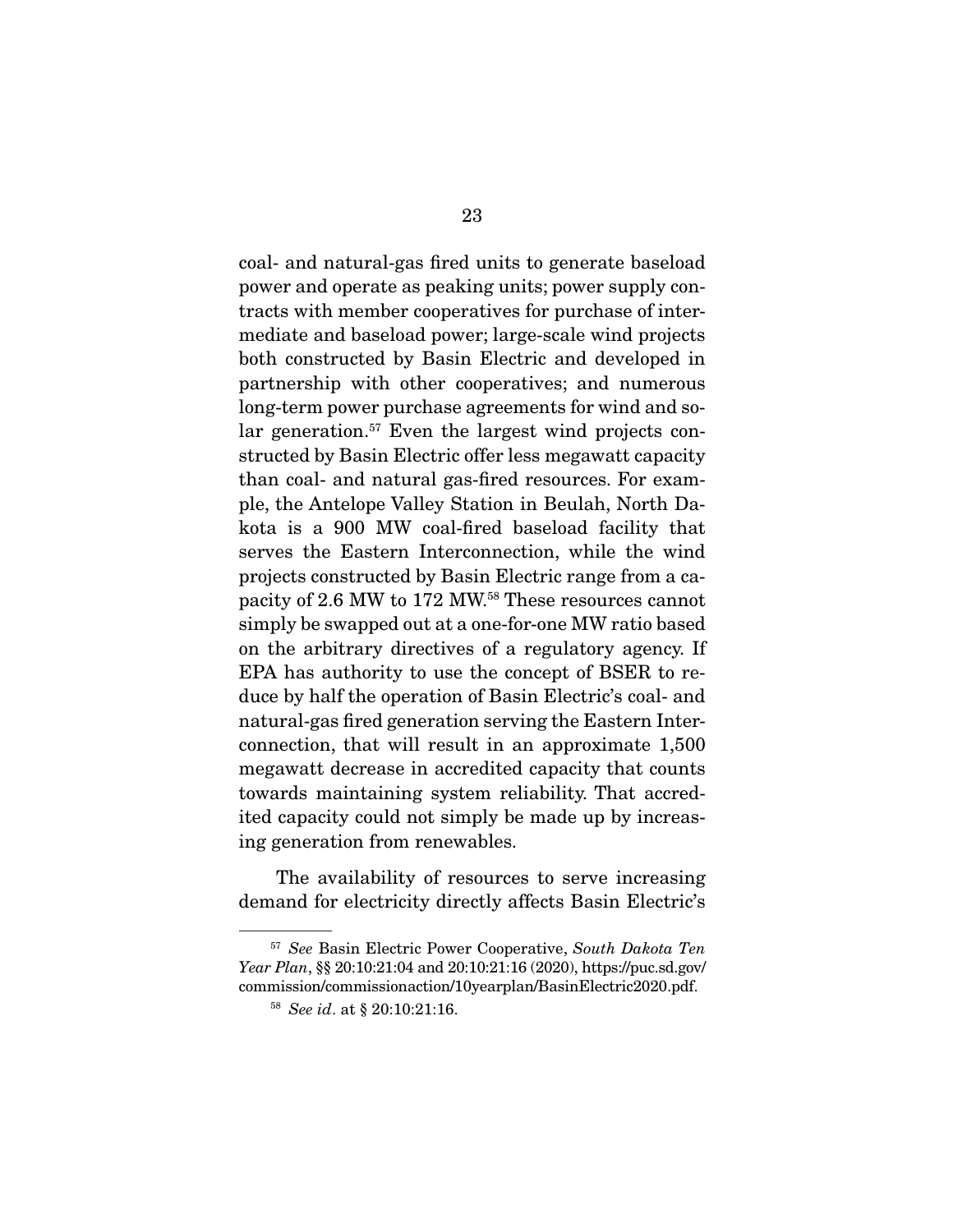coal- and natural-gas fired units to generate baseload power and operate as peaking units; power supply contracts with member cooperatives for purchase of intermediate and baseload power; large-scale wind projects both constructed by Basin Electric and developed in partnership with other cooperatives; and numerous long-term power purchase agreements for wind and solar generation.[57] Even the largest wind projects constructed by Basin Electric offer less megawatt capacity than coal- and natural gas-fired resources. For example, the Antelope Valley Station in Beulah, North Dakota is a 900 MW coal-fired baseload facility that serves the Eastern Interconnection, while the wind projects constructed by Basin Electric range from a capacity of 2.6 MW to 172 MW.[58] These resources cannot simply be swapped out at a one-for-one MW ratio based on the arbitrary directives of a regulatory agency. If EPA has authority to use the concept of BSER to reduce by half the operation of Basin Electric's coal- and natural-gas fired generation serving the Eastern Interconnection, that will result in an approximate 1,500 megawatt decrease in accredited capacity that counts towards maintaining system reliability. That accredited capacity could not simply be made up by increasing generation from renewables.

The availability of resources to serve increasing demand for electricity directly affects Basin Electric's

---

[57] *See* Basin Electric Power Cooperative, *South Dakota Ten Year Plan*, §§ 20:10:21:04 and 20:10:21:16 (2020), https://puc.sd.gov/commission/commissionaction/10yearplan/BasinElectric2020.pdf.

[58] *See id*. at § 20:10:21:16.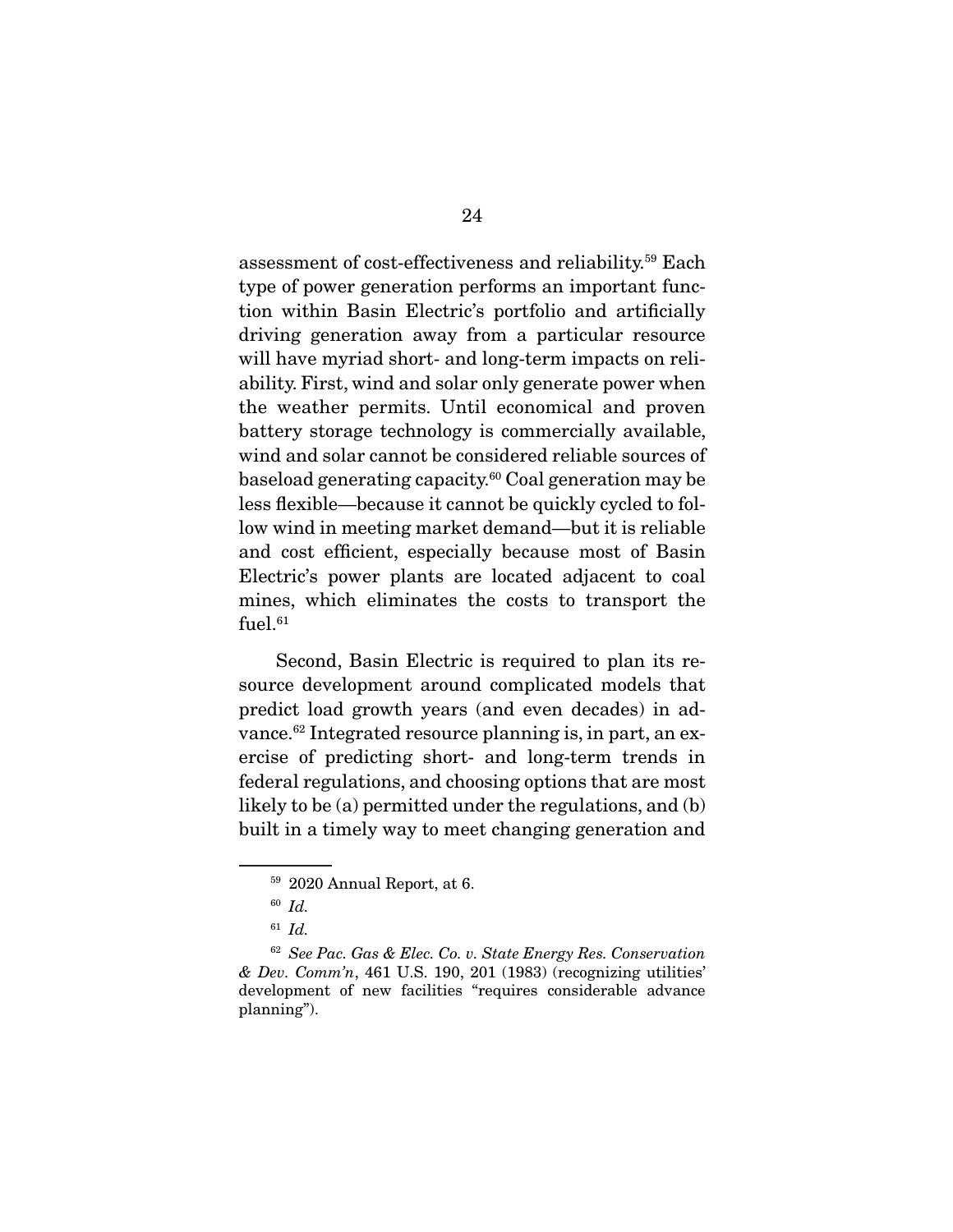assessment of cost-effectiveness and reliability.[59] Each type of power generation performs an important function within Basin Electric's portfolio and artificially driving generation away from a particular resource will have myriad short- and long-term impacts on reliability. First, wind and solar only generate power when the weather permits. Until economical and proven battery storage technology is commercially available, wind and solar cannot be considered reliable sources of baseload generating capacity.[60] Coal generation may be less flexible—because it cannot be quickly cycled to follow wind in meeting market demand—but it is reliable and cost efficient, especially because most of Basin Electric's power plants are located adjacent to coal mines, which eliminates the costs to transport the fuel.[61]

Second, Basin Electric is required to plan its resource development around complicated models that predict load growth years (and even decades) in advance.[62] Integrated resource planning is, in part, an exercise of predicting short- and long-term trends in federal regulations, and choosing options that are most likely to be (a) permitted under the regulations, and (b) built in a timely way to meet changing generation and

---

[59] 2020 Annual Report, at 6.

[60] *Id.*

[61] *Id.*

[62] *See Pac. Gas & Elec. Co. v. State Energy Res. Conservation & Dev. Comm'n*, 461 U.S. 190, 201 (1983) (recognizing utilities' development of new facilities "requires considerable advance planning").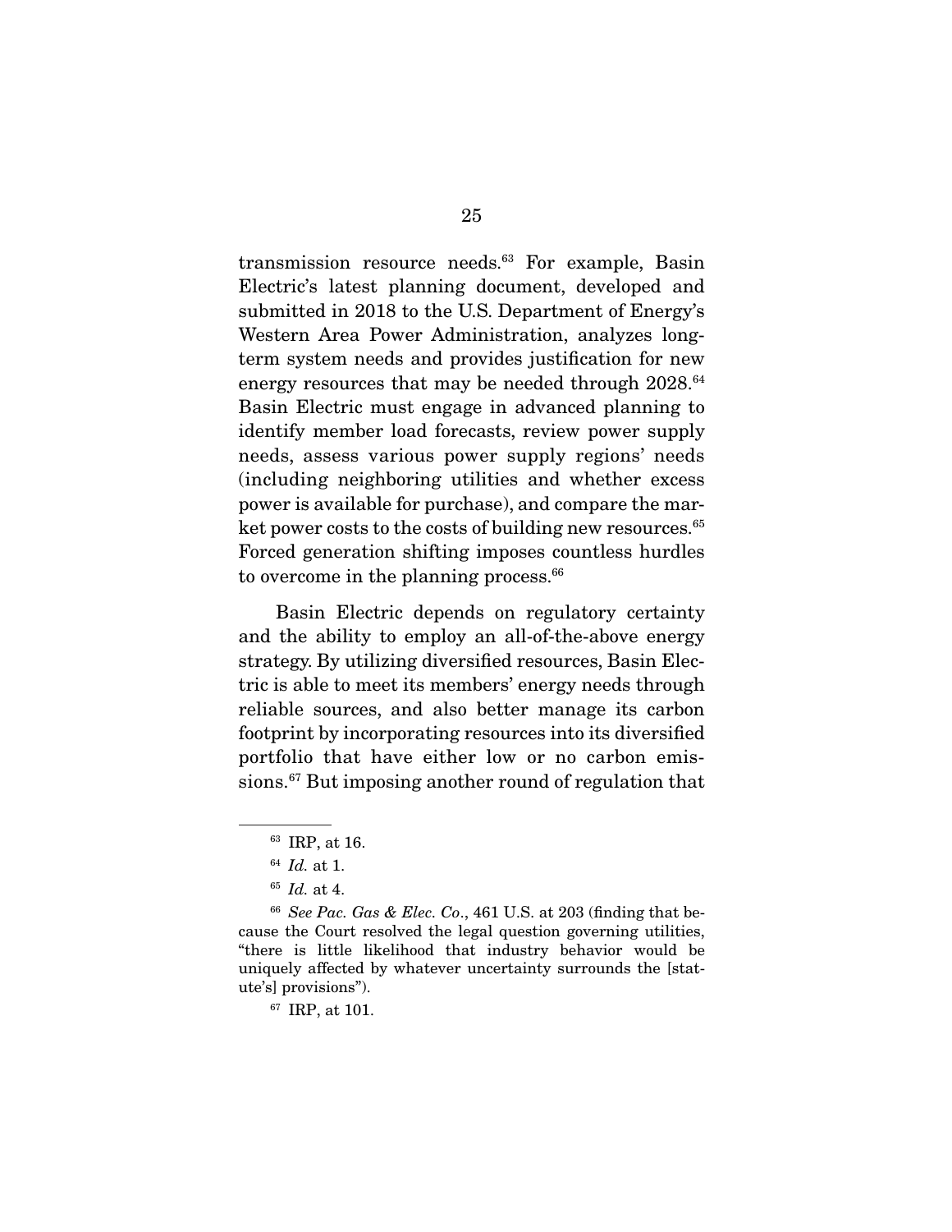transmission resource needs.[63] For example, Basin Electric's latest planning document, developed and submitted in 2018 to the U.S. Department of Energy's Western Area Power Administration, analyzes long-term system needs and provides justification for new energy resources that may be needed through 2028.[64] Basin Electric must engage in advanced planning to identify member load forecasts, review power supply needs, assess various power supply regions' needs (including neighboring utilities and whether excess power is available for purchase), and compare the market power costs to the costs of building new resources.[65] Forced generation shifting imposes countless hurdles to overcome in the planning process.[66]

Basin Electric depends on regulatory certainty and the ability to employ an all-of-the-above energy strategy. By utilizing diversified resources, Basin Electric is able to meet its members' energy needs through reliable sources, and also better manage its carbon footprint by incorporating resources into its diversified portfolio that have either low or no carbon emissions.[67] But imposing another round of regulation that

---

[63] IRP, at 16.

[64] *Id.* at 1.

[65] *Id.* at 4.

[66] *See Pac. Gas & Elec. Co*., 461 U.S. at 203 (finding that because the Court resolved the legal question governing utilities, "there is little likelihood that industry behavior would be uniquely affected by whatever uncertainty surrounds the [statute's] provisions").

[67] IRP, at 101.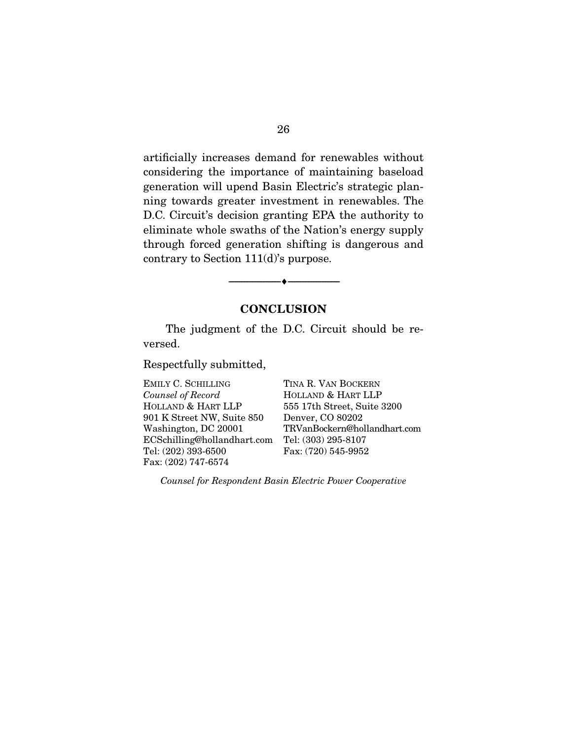artificially increases demand for renewables without considering the importance of maintaining baseload generation will upend Basin Electric's strategic planning towards greater investment in renewables. The D.C. Circuit's decision granting EPA the authority to eliminate whole swaths of the Nation's energy supply through forced generation shifting is dangerous and contrary to Section 111(d)'s purpose.

---

## CONCLUSION

The judgment of the D.C. Circuit should be reversed.

Respectfully submitted,

EMILY C. SCHILLING
*Counsel of Record*
HOLLAND & HART LLP
901 K Street NW, Suite 850
Washington, DC 20001
ECSchilling@hollandhart.com
Tel: (202) 393-6500
Fax: (202) 747-6574

TINA R. VAN BOCKERN
HOLLAND & HART LLP
555 17th Street, Suite 3200
Denver, CO 80202
TRVanBockern@hollandhart.com
Tel: (303) 295-8107
Fax: (720) 545-9952

*Counsel for Respondent Basin Electric Power Cooperative*